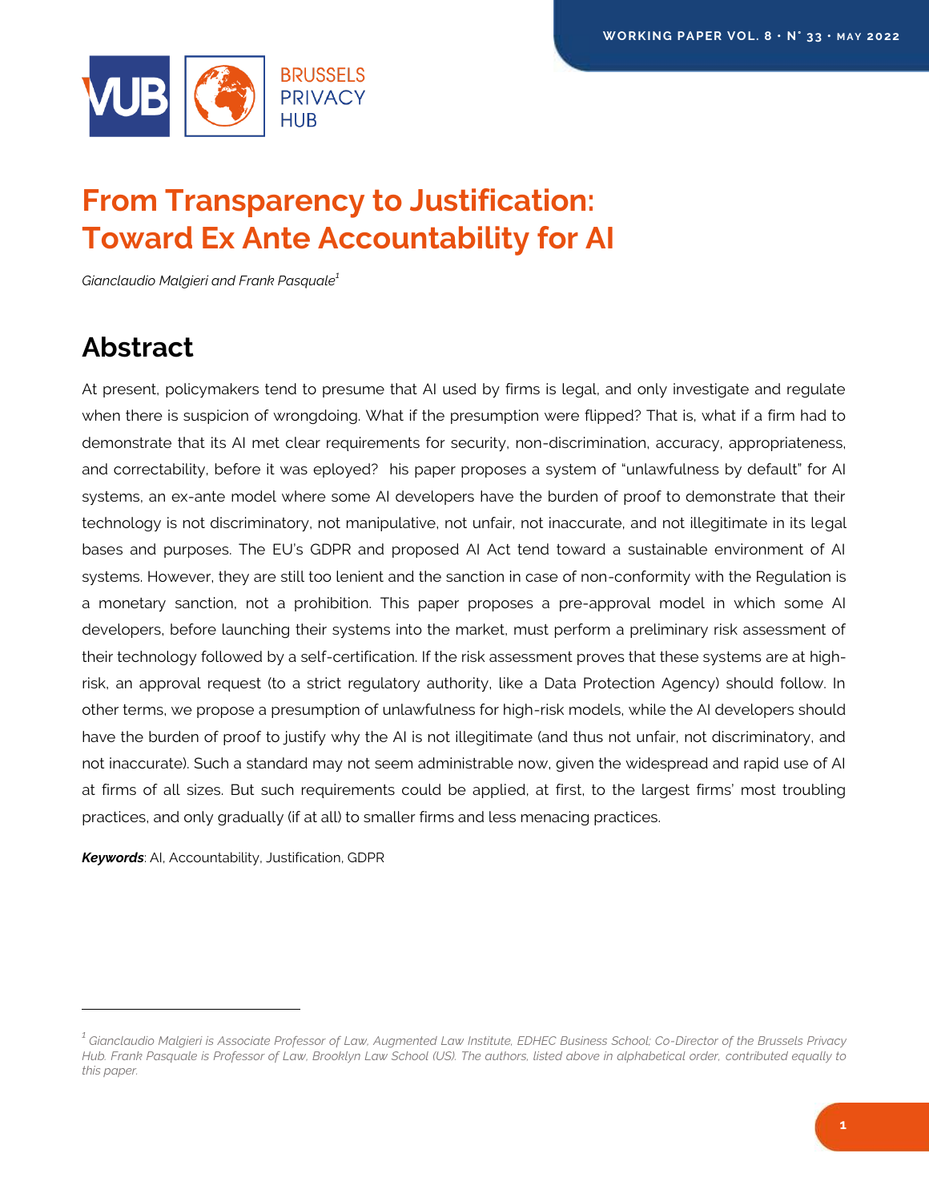# From Transparency to Justification: Toward Ex Ante Accountability for AI

*Gianclaudio Malgieri and Frank Pasquale*[1]

## Abstract

At present, policymakers tend to presume that AI used by firms is legal, and only investigate and regulate when there is suspicion of wrongdoing. What if the presumption were flipped? That is, what if a firm had to demonstrate that its AI met clear requirements for security, non-discrimination, accuracy, appropriateness, and correctability, before it was eployed? his paper proposes a system of "unlawfulness by default" for AI systems, an ex-ante model where some AI developers have the burden of proof to demonstrate that their technology is not discriminatory, not manipulative, not unfair, not inaccurate, and not illegitimate in its legal bases and purposes. The EU's GDPR and proposed AI Act tend toward a sustainable environment of AI systems. However, they are still too lenient and the sanction in case of non-conformity with the Regulation is a monetary sanction, not a prohibition. This paper proposes a pre-approval model in which some AI developers, before launching their systems into the market, must perform a preliminary risk assessment of their technology followed by a self-certification. If the risk assessment proves that these systems are at high-risk, an approval request (to a strict regulatory authority, like a Data Protection Agency) should follow. In other terms, we propose a presumption of unlawfulness for high-risk models, while the AI developers should have the burden of proof to justify why the AI is not illegitimate (and thus not unfair, not discriminatory, and not inaccurate). Such a standard may not seem administrable now, given the widespread and rapid use of AI at firms of all sizes. But such requirements could be applied, at first, to the largest firms' most troubling practices, and only gradually (if at all) to smaller firms and less menacing practices.

***Keywords***: AI, Accountability, Justification, GDPR

---

[1] *Gianclaudio Malgieri is Associate Professor of Law, Augmented Law Institute, EDHEC Business School; Co-Director of the Brussels Privacy Hub. Frank Pasquale is Professor of Law, Brooklyn Law School (US). The authors, listed above in alphabetical order, contributed equally to this paper.*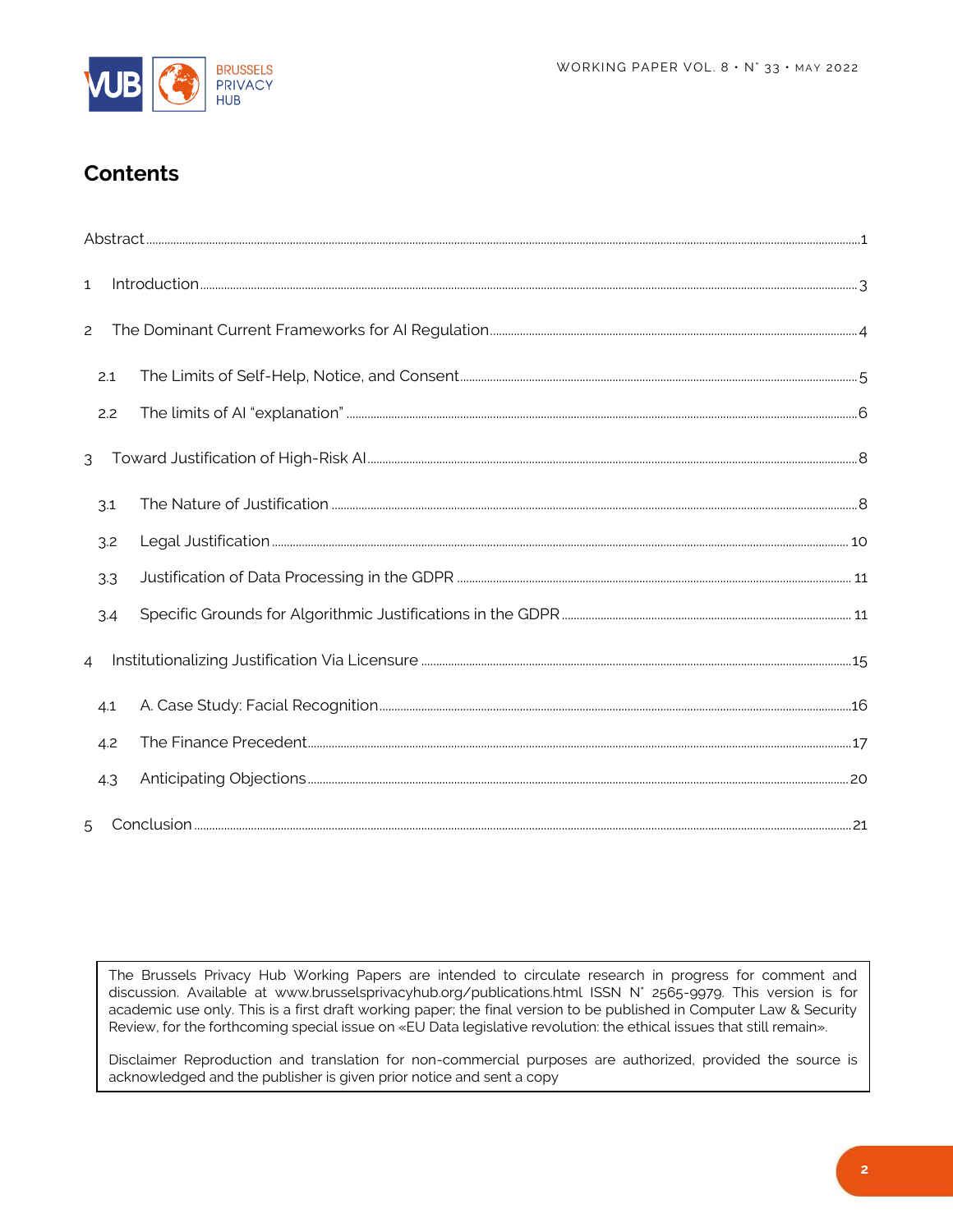## Contents

Abstract ..... 1

1 Introduction ..... 3

2 The Dominant Current Frameworks for AI Regulation ..... 4

- 2.1 The Limits of Self-Help, Notice, and Consent ..... 5
- 2.2 The limits of AI "explanation" ..... 6

3 Toward Justification of High-Risk AI ..... 8

- 3.1 The Nature of Justification ..... 8
- 3.2 Legal Justification ..... 10
- 3.3 Justification of Data Processing in the GDPR ..... 11
- 3.4 Specific Grounds for Algorithmic Justifications in the GDPR ..... 11

4 Institutionalizing Justification Via Licensure ..... 15

- 4.1 A. Case Study: Facial Recognition ..... 16
- 4.2 The Finance Precedent ..... 17
- 4.3 Anticipating Objections ..... 20

5 Conclusion ..... 21

The Brussels Privacy Hub Working Papers are intended to circulate research in progress for comment and discussion. Available at www.brusselsprivacyhub.org/publications.html ISSN N° 2565-9979. This version is for academic use only. This is a first draft working paper; the final version to be published in Computer Law & Security Review, for the forthcoming special issue on «EU Data legislative revolution: the ethical issues that still remain».

Disclaimer Reproduction and translation for non-commercial purposes are authorized, provided the source is acknowledged and the publisher is given prior notice and sent a copy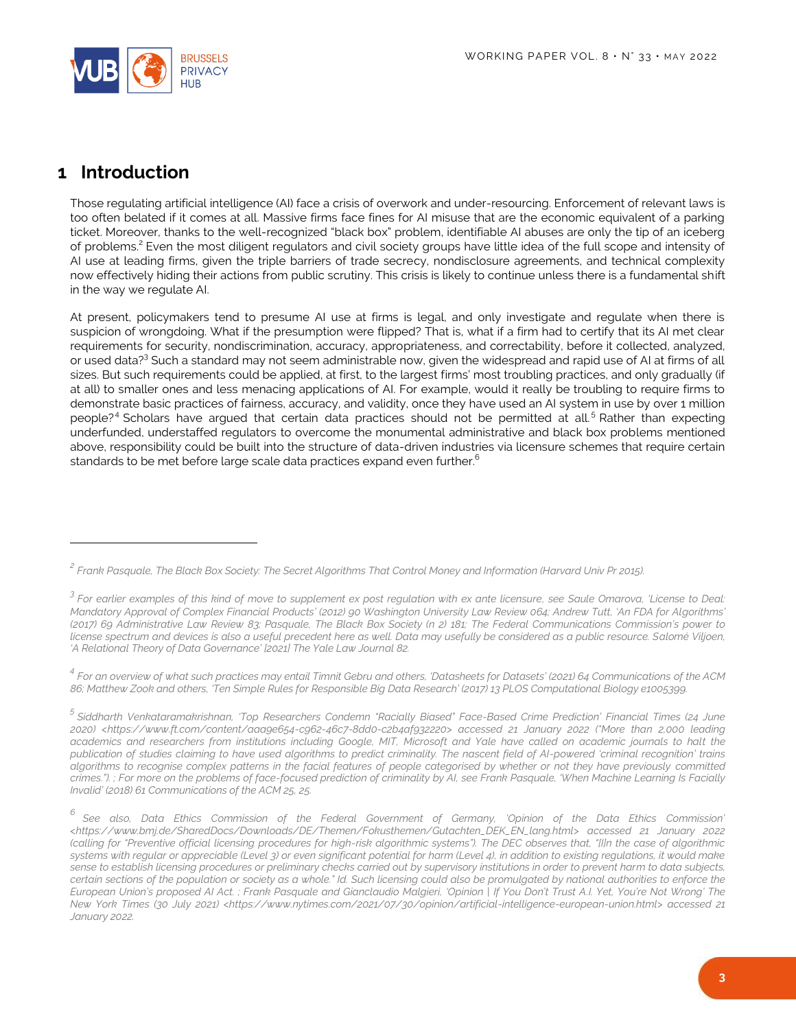# 1 Introduction

Those regulating artificial intelligence (AI) face a crisis of overwork and under-resourcing. Enforcement of relevant laws is too often belated if it comes at all. Massive firms face fines for AI misuse that are the economic equivalent of a parking ticket. Moreover, thanks to the well-recognized "black box" problem, identifiable AI abuses are only the tip of an iceberg of problems.[2] Even the most diligent regulators and civil society groups have little idea of the full scope and intensity of AI use at leading firms, given the triple barriers of trade secrecy, nondisclosure agreements, and technical complexity now effectively hiding their actions from public scrutiny. This crisis is likely to continue unless there is a fundamental shift in the way we regulate AI.

At present, policymakers tend to presume AI use at firms is legal, and only investigate and regulate when there is suspicion of wrongdoing. What if the presumption were flipped? That is, what if a firm had to certify that its AI met clear requirements for security, nondiscrimination, accuracy, appropriateness, and correctability, before it collected, analyzed, or used data?[3] Such a standard may not seem administrable now, given the widespread and rapid use of AI at firms of all sizes. But such requirements could be applied, at first, to the largest firms' most troubling practices, and only gradually (if at all) to smaller ones and less menacing applications of AI. For example, would it really be troubling to require firms to demonstrate basic practices of fairness, accuracy, and validity, once they have used an AI system in use by over 1 million people?[4] Scholars have argued that certain data practices should not be permitted at all.[5] Rather than expecting underfunded, understaffed regulators to overcome the monumental administrative and black box problems mentioned above, responsibility could be built into the structure of data-driven industries via licensure schemes that require certain standards to be met before large scale data practices expand even further.[6]

---

[2] *Frank Pasquale, The Black Box Society: The Secret Algorithms That Control Money and Information (Harvard Univ Pr 2015).*

[3] *For earlier examples of this kind of move to supplement ex post regulation with ex ante licensure, see Saule Omarova, 'License to Deal: Mandatory Approval of Complex Financial Products' (2012) 90 Washington University Law Review 064; Andrew Tutt, 'An FDA for Algorithms' (2017) 69 Administrative Law Review 83; Pasquale, The Black Box Society (n 2) 181; The Federal Communications Commission's power to license spectrum and devices is also a useful precedent here as well. Data may usefully be considered as a public resource. Salomé Viljoen, 'A Relational Theory of Data Governance' [2021] The Yale Law Journal 82.*

[4] *For an overview of what such practices may entail Timnit Gebru and others, 'Datasheets for Datasets' (2021) 64 Communications of the ACM 86; Matthew Zook and others, 'Ten Simple Rules for Responsible Big Data Research' (2017) 13 PLOS Computational Biology e1005399.*

[5] *Siddharth Venkataramakrishnan, 'Top Researchers Condemn "Racially Biased" Face-Based Crime Prediction' Financial Times (24 June 2020) <https://www.ft.com/content/aaa9e654-c962-46c7-8dd0-c2b4af932220> accessed 21 January 2022 ("More than 2,000 leading academics and researchers from institutions including Google, MIT, Microsoft and Yale have called on academic journals to halt the publication of studies claiming to have used algorithms to predict criminality. The nascent field of AI-powered 'criminal recognition' trains algorithms to recognise complex patterns in the facial features of people categorised by whether or not they have previously committed crimes."). ; For more on the problems of face-focused prediction of criminality by AI, see Frank Pasquale, 'When Machine Learning Is Facially Invalid' (2018) 61 Communications of the ACM 25, 25.*

[6] *See also, Data Ethics Commission of the Federal Government of Germany, 'Opinion of the Data Ethics Commission' <https://www.bmj.de/SharedDocs/Downloads/DE/Themen/Fokusthemen/Gutachten_DEK_EN_lang.html> accessed 21 January 2022 (calling for "Preventive official licensing procedures for high-risk algorithmic systems"). The DEC observes that, "[I]n the case of algorithmic systems with regular or appreciable (Level 3) or even significant potential for harm (Level 4), in addition to existing regulations, it would make sense to establish licensing procedures or preliminary checks carried out by supervisory institutions in order to prevent harm to data subjects, certain sections of the population or society as a whole." Id. Such licensing could also be promulgated by national authorities to enforce the European Union's proposed AI Act. ; Frank Pasquale and Gianclaudio Malgieri, 'Opinion | If You Don't Trust A.I. Yet, You're Not Wrong' The New York Times (30 July 2021) <https://www.nytimes.com/2021/07/30/opinion/artificial-intelligence-european-union.html> accessed 21 January 2022.*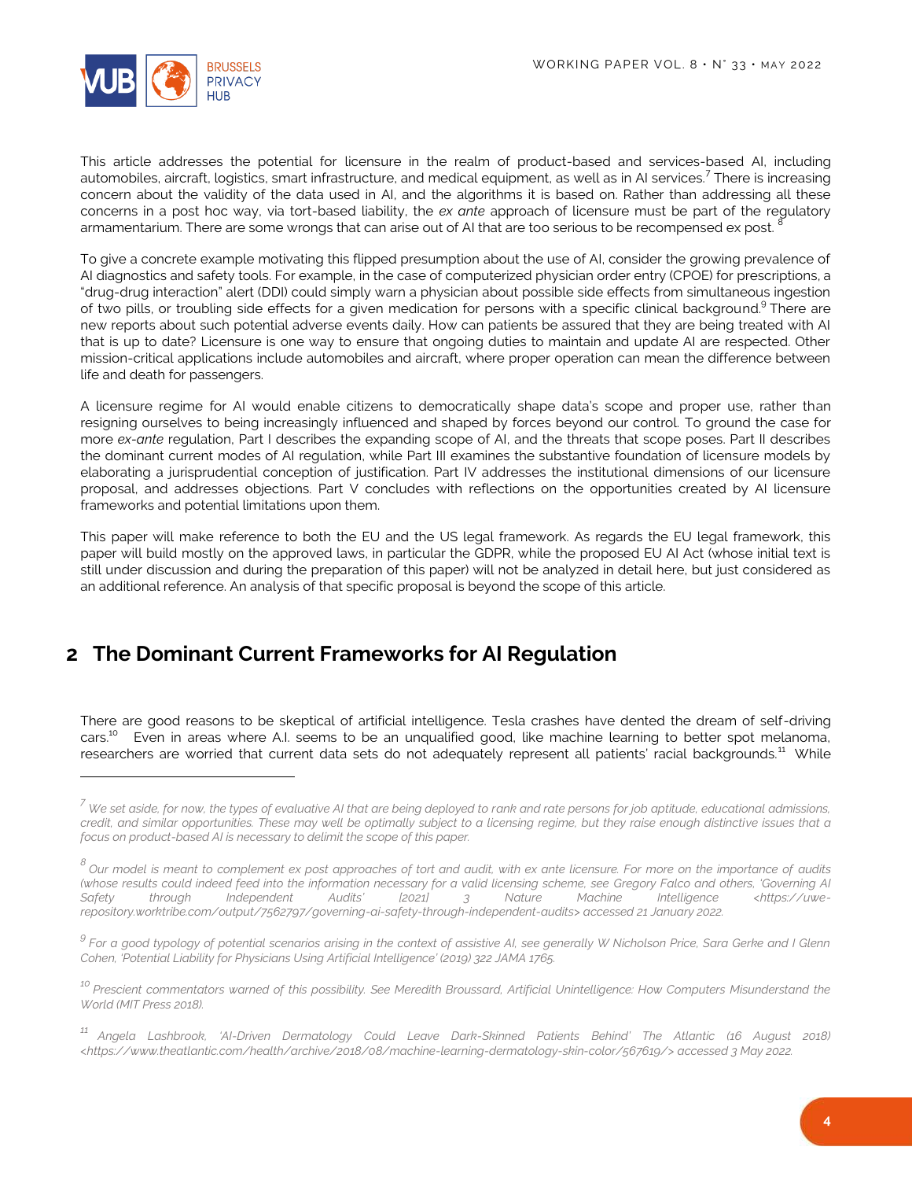This article addresses the potential for licensure in the realm of product-based and services-based AI, including automobiles, aircraft, logistics, smart infrastructure, and medical equipment, as well as in AI services.[7] There is increasing concern about the validity of the data used in AI, and the algorithms it is based on. Rather than addressing all these concerns in a post hoc way, via tort-based liability, the *ex ante* approach of licensure must be part of the regulatory armamentarium. There are some wrongs that can arise out of AI that are too serious to be recompensed ex post. [8]

To give a concrete example motivating this flipped presumption about the use of AI, consider the growing prevalence of AI diagnostics and safety tools. For example, in the case of computerized physician order entry (CPOE) for prescriptions, a "drug-drug interaction" alert (DDI) could simply warn a physician about possible side effects from simultaneous ingestion of two pills, or troubling side effects for a given medication for persons with a specific clinical background.[9] There are new reports about such potential adverse events daily. How can patients be assured that they are being treated with AI that is up to date? Licensure is one way to ensure that ongoing duties to maintain and update AI are respected. Other mission-critical applications include automobiles and aircraft, where proper operation can mean the difference between life and death for passengers.

A licensure regime for AI would enable citizens to democratically shape data's scope and proper use, rather than resigning ourselves to being increasingly influenced and shaped by forces beyond our control. To ground the case for more *ex-ante* regulation, Part I describes the expanding scope of AI, and the threats that scope poses. Part II describes the dominant current modes of AI regulation, while Part III examines the substantive foundation of licensure models by elaborating a jurisprudential conception of justification. Part IV addresses the institutional dimensions of our licensure proposal, and addresses objections. Part V concludes with reflections on the opportunities created by AI licensure frameworks and potential limitations upon them.

This paper will make reference to both the EU and the US legal framework. As regards the EU legal framework, this paper will build mostly on the approved laws, in particular the GDPR, while the proposed EU AI Act (whose initial text is still under discussion and during the preparation of this paper) will not be analyzed in detail here, but just considered as an additional reference. An analysis of that specific proposal is beyond the scope of this article.

## 2 The Dominant Current Frameworks for AI Regulation

There are good reasons to be skeptical of artificial intelligence. Tesla crashes have dented the dream of self-driving cars.[10] Even in areas where A.I. seems to be an unqualified good, like machine learning to better spot melanoma, researchers are worried that current data sets do not adequately represent all patients' racial backgrounds.[11] While

---

[7] *We set aside, for now, the types of evaluative AI that are being deployed to rank and rate persons for job aptitude, educational admissions, credit, and similar opportunities. These may well be optimally subject to a licensing regime, but they raise enough distinctive issues that a focus on product-based AI is necessary to delimit the scope of this paper.*

[8] *Our model is meant to complement ex post approaches of tort and audit, with ex ante licensure. For more on the importance of audits (whose results could indeed feed into the information necessary for a valid licensing scheme, see Gregory Falco and others, 'Governing AI Safety through Independent Audits' [2021] 3 Nature Machine Intelligence <https://uwe-repository.worktribe.com/output/7562797/governing-ai-safety-through-independent-audits> accessed 21 January 2022.*

[9] *For a good typology of potential scenarios arising in the context of assistive AI, see generally W Nicholson Price, Sara Gerke and I Glenn Cohen, 'Potential Liability for Physicians Using Artificial Intelligence' (2019) 322 JAMA 1765.*

[10] *Prescient commentators warned of this possibility. See Meredith Broussard, Artificial Unintelligence: How Computers Misunderstand the World (MIT Press 2018).*

[11] *Angela Lashbrook, 'AI-Driven Dermatology Could Leave Dark-Skinned Patients Behind' The Atlantic (16 August 2018) <https://www.theatlantic.com/health/archive/2018/08/machine-learning-dermatology-skin-color/567619/> accessed 3 May 2022.*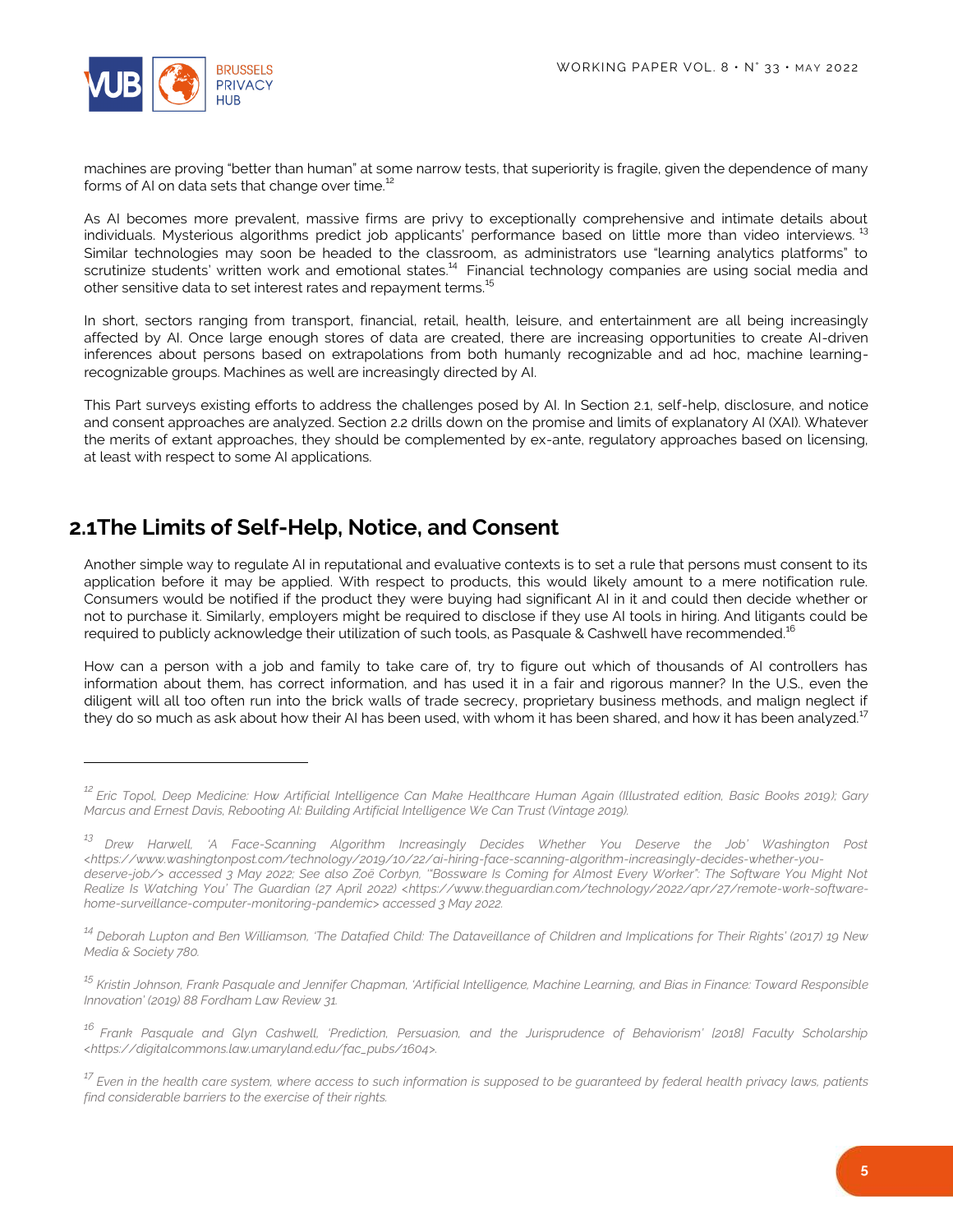machines are proving "better than human" at some narrow tests, that superiority is fragile, given the dependence of many forms of AI on data sets that change over time.[12]

As AI becomes more prevalent, massive firms are privy to exceptionally comprehensive and intimate details about individuals. Mysterious algorithms predict job applicants' performance based on little more than video interviews.[13] Similar technologies may soon be headed to the classroom, as administrators use "learning analytics platforms" to scrutinize students' written work and emotional states.[14] Financial technology companies are using social media and other sensitive data to set interest rates and repayment terms.[15]

In short, sectors ranging from transport, financial, retail, health, leisure, and entertainment are all being increasingly affected by AI. Once large enough stores of data are created, there are increasing opportunities to create AI-driven inferences about persons based on extrapolations from both humanly recognizable and ad hoc, machine learning-recognizable groups. Machines as well are increasingly directed by AI.

This Part surveys existing efforts to address the challenges posed by AI. In Section 2.1, self-help, disclosure, and notice and consent approaches are analyzed. Section 2.2 drills down on the promise and limits of explanatory AI (XAI). Whatever the merits of extant approaches, they should be complemented by ex-ante, regulatory approaches based on licensing, at least with respect to some AI applications.

## 2.1 The Limits of Self-Help, Notice, and Consent

Another simple way to regulate AI in reputational and evaluative contexts is to set a rule that persons must consent to its application before it may be applied. With respect to products, this would likely amount to a mere notification rule. Consumers would be notified if the product they were buying had significant AI in it and could then decide whether or not to purchase it. Similarly, employers might be required to disclose if they use AI tools in hiring. And litigants could be required to publicly acknowledge their utilization of such tools, as Pasquale & Cashwell have recommended.[16]

How can a person with a job and family to take care of, try to figure out which of thousands of AI controllers has information about them, has correct information, and has used it in a fair and rigorous manner? In the U.S., even the diligent will all too often run into the brick walls of trade secrecy, proprietary business methods, and malign neglect if they do so much as ask about how their AI has been used, with whom it has been shared, and how it has been analyzed.[17]

---

[12] *Eric Topol, Deep Medicine: How Artificial Intelligence Can Make Healthcare Human Again (Illustrated edition, Basic Books 2019); Gary Marcus and Ernest Davis, Rebooting AI: Building Artificial Intelligence We Can Trust (Vintage 2019).*

[13] *Drew Harwell, 'A Face-Scanning Algorithm Increasingly Decides Whether You Deserve the Job' Washington Post <https://www.washingtonpost.com/technology/2019/10/22/ai-hiring-face-scanning-algorithm-increasingly-decides-whether-you-deserve-job/> accessed 3 May 2022; See also Zoë Corbyn, '"Bossware Is Coming for Almost Every Worker": The Software You Might Not Realize Is Watching You' The Guardian (27 April 2022) <https://www.theguardian.com/technology/2022/apr/27/remote-work-software-home-surveillance-computer-monitoring-pandemic> accessed 3 May 2022.*

[14] *Deborah Lupton and Ben Williamson, 'The Datafied Child: The Dataveillance of Children and Implications for Their Rights' (2017) 19 New Media & Society 780.*

[15] *Kristin Johnson, Frank Pasquale and Jennifer Chapman, 'Artificial Intelligence, Machine Learning, and Bias in Finance: Toward Responsible Innovation' (2019) 88 Fordham Law Review 31.*

[16] *Frank Pasquale and Glyn Cashwell, 'Prediction, Persuasion, and the Jurisprudence of Behaviorism' [2018] Faculty Scholarship <https://digitalcommons.law.umaryland.edu/fac_pubs/1604>.*

[17] *Even in the health care system, where access to such information is supposed to be guaranteed by federal health privacy laws, patients find considerable barriers to the exercise of their rights.*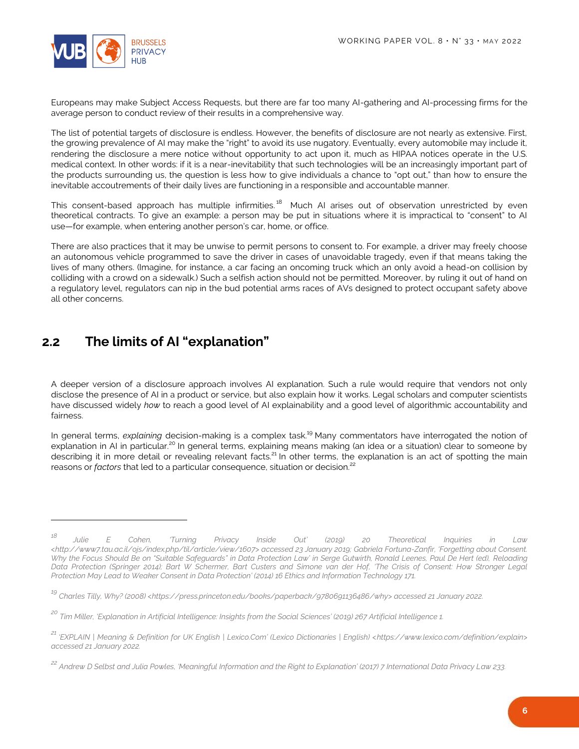Europeans may make Subject Access Requests, but there are far too many AI-gathering and AI-processing firms for the average person to conduct review of their results in a comprehensive way.

The list of potential targets of disclosure is endless. However, the benefits of disclosure are not nearly as extensive. First, the growing prevalence of AI may make the "right" to avoid its use nugatory. Eventually, every automobile may include it, rendering the disclosure a mere notice without opportunity to act upon it, much as HIPAA notices operate in the U.S. medical context. In other words: if it is a near-inevitability that such technologies will be an increasingly important part of the products surrounding us, the question is less how to give individuals a chance to "opt out," than how to ensure the inevitable accoutrements of their daily lives are functioning in a responsible and accountable manner.

This consent-based approach has multiple infirmities.[18] Much AI arises out of observation unrestricted by even theoretical contracts. To give an example: a person may be put in situations where it is impractical to "consent" to AI use—for example, when entering another person's car, home, or office.

There are also practices that it may be unwise to permit persons to consent to. For example, a driver may freely choose an autonomous vehicle programmed to save the driver in cases of unavoidable tragedy, even if that means taking the lives of many others. (Imagine, for instance, a car facing an oncoming truck which can only avoid a head-on collision by colliding with a crowd on a sidewalk.) Such a selfish action should not be permitted. Moreover, by ruling it out of hand on a regulatory level, regulators can nip in the bud potential arms races of AVs designed to protect occupant safety above all other concerns.

## 2.2 The limits of AI "explanation"

A deeper version of a disclosure approach involves AI explanation. Such a rule would require that vendors not only disclose the presence of AI in a product or service, but also explain how it works. Legal scholars and computer scientists have discussed widely *how* to reach a good level of AI explainability and a good level of algorithmic accountability and fairness.

In general terms, *explaining* decision-making is a complex task.[19] Many commentators have interrogated the notion of explanation in AI in particular.[20] In general terms, explaining means making (an idea or a situation) clear to someone by describing it in more detail or revealing relevant facts.[21] In other terms, the explanation is an act of spotting the main reasons or *factors* that led to a particular consequence, situation or decision.[22]

---

[18] *Julie E Cohen, 'Turning Privacy Inside Out' (2019) 20 Theoretical Inquiries in Law <http://www7.tau.ac.il/ojs/index.php/til/article/view/1607> accessed 23 January 2019; Gabriela Fortuna-Zanfir, 'Forgetting about Consent. Why the Focus Should Be on "Suitable Safeguards" in Data Protection Law' in Serge Gutwirth, Ronald Leenes, Paul De Hert (ed), Reloading Data Protection (Springer 2014); Bart W Schermer, Bart Custers and Simone van der Hof, 'The Crisis of Consent: How Stronger Legal Protection May Lead to Weaker Consent in Data Protection' (2014) 16 Ethics and Information Technology 171.*

[19] *Charles Tilly, Why? (2008) <https://press.princeton.edu/books/paperback/9780691136486/why> accessed 21 January 2022.*

[20] *Tim Miller, 'Explanation in Artificial Intelligence: Insights from the Social Sciences' (2019) 267 Artificial Intelligence 1.*

[21] *'EXPLAIN | Meaning & Definition for UK English | Lexico.Com' (Lexico Dictionaries | English) <https://www.lexico.com/definition/explain> accessed 21 January 2022.*

[22] *Andrew D Selbst and Julia Powles, 'Meaningful Information and the Right to Explanation' (2017) 7 International Data Privacy Law 233.*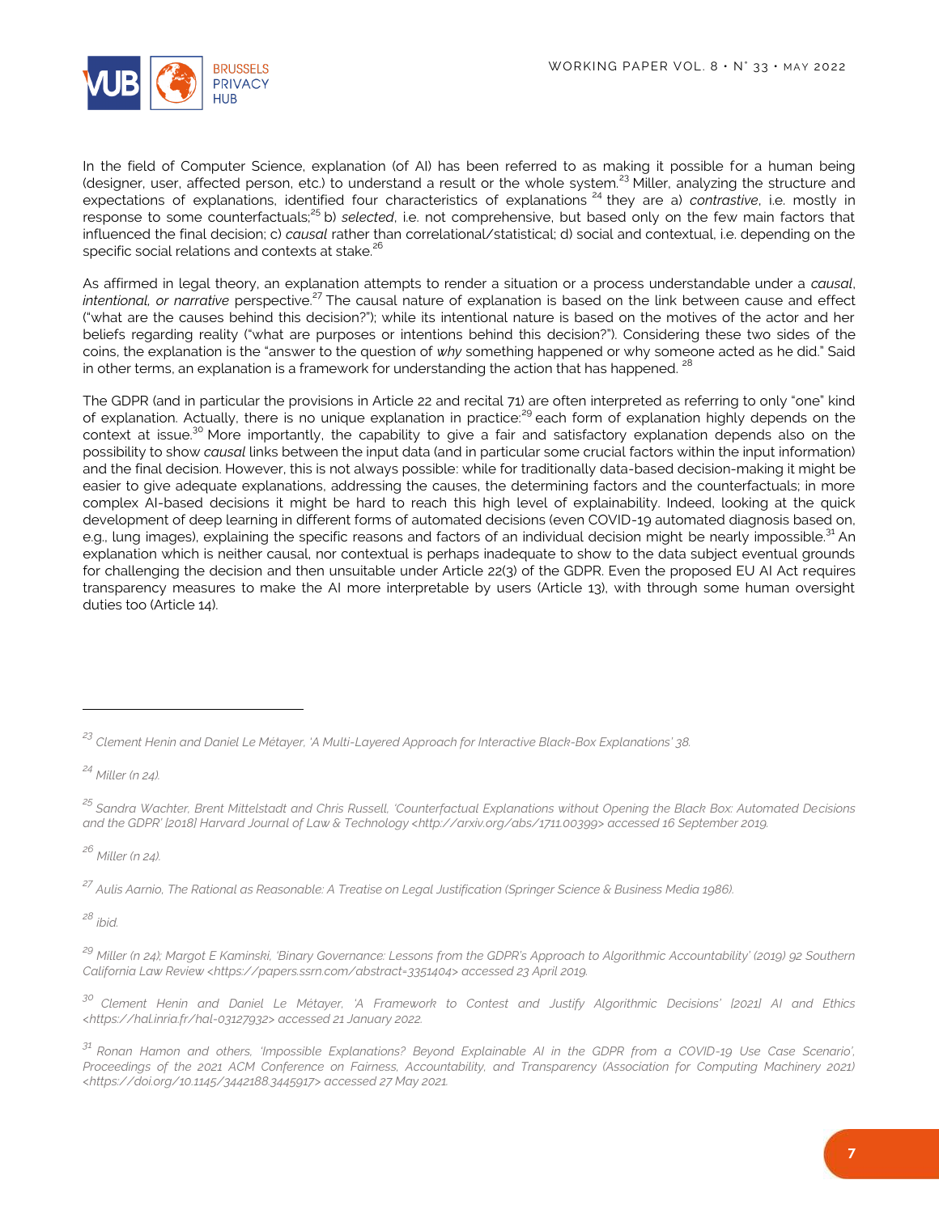In the field of Computer Science, explanation (of AI) has been referred to as making it possible for a human being (designer, user, affected person, etc.) to understand a result or the whole system.[23] Miller, analyzing the structure and expectations of explanations, identified four characteristics of explanations [24] they are a) *contrastive*, i.e. mostly in response to some counterfactuals;[25] b) *selected*, i.e. not comprehensive, but based only on the few main factors that influenced the final decision; c) *causal* rather than correlational/statistical; d) social and contextual, i.e. depending on the specific social relations and contexts at stake.[26]

As affirmed in legal theory, an explanation attempts to render a situation or a process understandable under a *causal*, *intentional, or narrative* perspective.[27] The causal nature of explanation is based on the link between cause and effect ("what are the causes behind this decision?"); while its intentional nature is based on the motives of the actor and her beliefs regarding reality ("what are purposes or intentions behind this decision?"). Considering these two sides of the coins, the explanation is the "answer to the question of *why* something happened or why someone acted as he did." Said in other terms, an explanation is a framework for understanding the action that has happened. [28]

The GDPR (and in particular the provisions in Article 22 and recital 71) are often interpreted as referring to only "one" kind of explanation. Actually, there is no unique explanation in practice:[29] each form of explanation highly depends on the context at issue.[30] More importantly, the capability to give a fair and satisfactory explanation depends also on the possibility to show *causal* links between the input data (and in particular some crucial factors within the input information) and the final decision. However, this is not always possible: while for traditionally data-based decision-making it might be easier to give adequate explanations, addressing the causes, the determining factors and the counterfactuals; in more complex AI-based decisions it might be hard to reach this high level of explainability. Indeed, looking at the quick development of deep learning in different forms of automated decisions (even COVID-19 automated diagnosis based on, e.g., lung images), explaining the specific reasons and factors of an individual decision might be nearly impossible.[31] An explanation which is neither causal, nor contextual is perhaps inadequate to show to the data subject eventual grounds for challenging the decision and then unsuitable under Article 22(3) of the GDPR. Even the proposed EU AI Act requires transparency measures to make the AI more interpretable by users (Article 13), with through some human oversight duties too (Article 14).

---

[23] *Clement Henin and Daniel Le Métayer, 'A Multi-Layered Approach for Interactive Black-Box Explanations' 38.*

[24] *Miller (n 24).*

[25] *Sandra Wachter, Brent Mittelstadt and Chris Russell, 'Counterfactual Explanations without Opening the Black Box: Automated Decisions and the GDPR' [2018] Harvard Journal of Law & Technology <http://arxiv.org/abs/1711.00399> accessed 16 September 2019.*

[26] *Miller (n 24).*

[27] *Aulis Aarnio, The Rational as Reasonable: A Treatise on Legal Justification (Springer Science & Business Media 1986).*

[28] *ibid.*

[29] *Miller (n 24); Margot E Kaminski, 'Binary Governance: Lessons from the GDPR's Approach to Algorithmic Accountability' (2019) 92 Southern California Law Review <https://papers.ssrn.com/abstract=3351404> accessed 23 April 2019.*

[30] *Clement Henin and Daniel Le Métayer, 'A Framework to Contest and Justify Algorithmic Decisions' [2021] AI and Ethics <https://hal.inria.fr/hal-03127932> accessed 21 January 2022.*

[31] *Ronan Hamon and others, 'Impossible Explanations? Beyond Explainable AI in the GDPR from a COVID-19 Use Case Scenario', Proceedings of the 2021 ACM Conference on Fairness, Accountability, and Transparency (Association for Computing Machinery 2021) <https://doi.org/10.1145/3442188.3445917> accessed 27 May 2021.*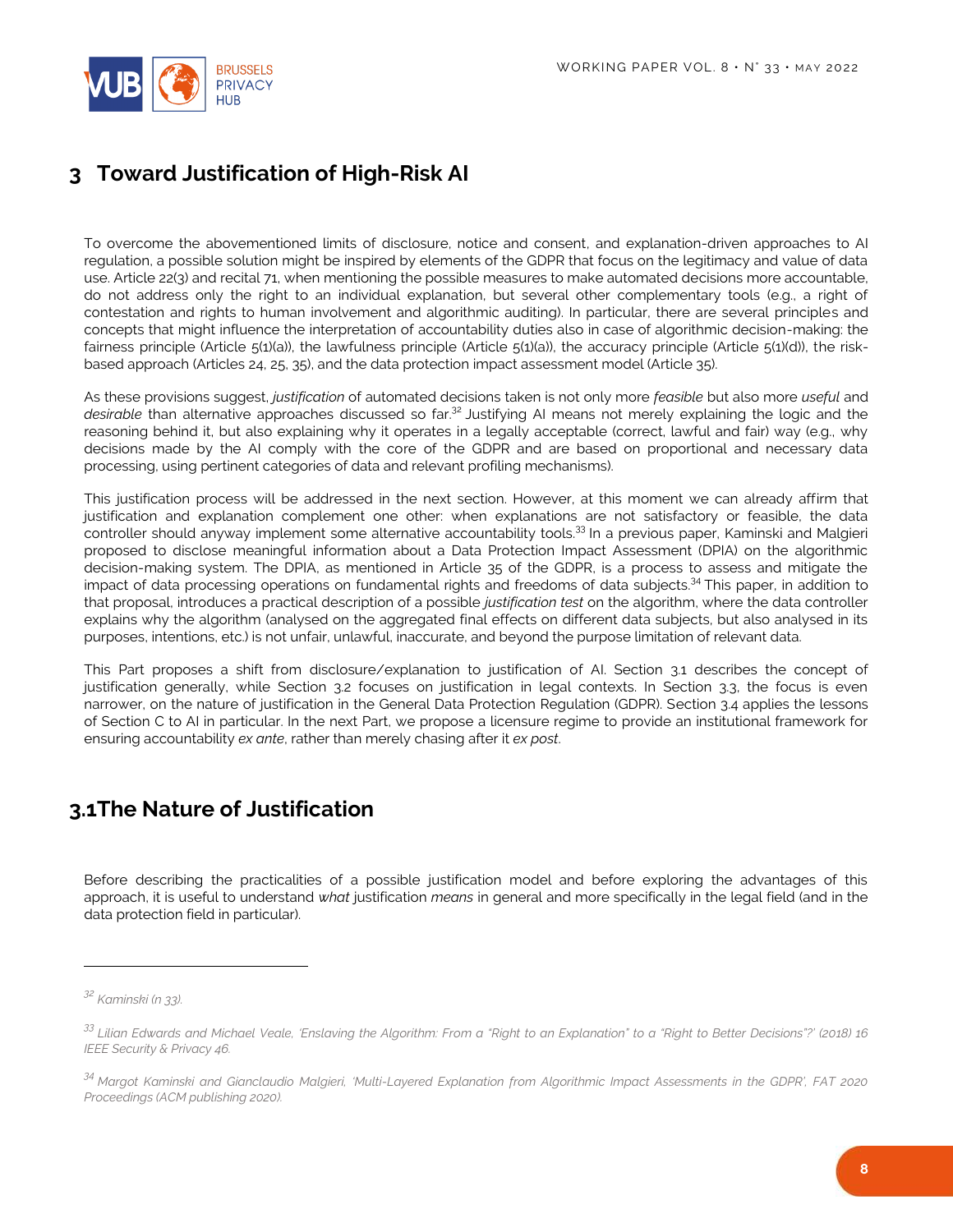# 3 Toward Justification of High-Risk AI

To overcome the abovementioned limits of disclosure, notice and consent, and explanation-driven approaches to AI regulation, a possible solution might be inspired by elements of the GDPR that focus on the legitimacy and value of data use. Article 22(3) and recital 71, when mentioning the possible measures to make automated decisions more accountable, do not address only the right to an individual explanation, but several other complementary tools (e.g., a right of contestation and rights to human involvement and algorithmic auditing). In particular, there are several principles and concepts that might influence the interpretation of accountability duties also in case of algorithmic decision-making: the fairness principle (Article 5(1)(a)), the lawfulness principle (Article 5(1)(a)), the accuracy principle (Article 5(1)(d)), the risk-based approach (Articles 24, 25, 35), and the data protection impact assessment model (Article 35).

As these provisions suggest, *justification* of automated decisions taken is not only more *feasible* but also more *useful* and *desirable* than alternative approaches discussed so far.[32] Justifying AI means not merely explaining the logic and the reasoning behind it, but also explaining why it operates in a legally acceptable (correct, lawful and fair) way (e.g., why decisions made by the AI comply with the core of the GDPR and are based on proportional and necessary data processing, using pertinent categories of data and relevant profiling mechanisms).

This justification process will be addressed in the next section. However, at this moment we can already affirm that justification and explanation complement one other: when explanations are not satisfactory or feasible, the data controller should anyway implement some alternative accountability tools.[33] In a previous paper, Kaminski and Malgieri proposed to disclose meaningful information about a Data Protection Impact Assessment (DPIA) on the algorithmic decision-making system. The DPIA, as mentioned in Article 35 of the GDPR, is a process to assess and mitigate the impact of data processing operations on fundamental rights and freedoms of data subjects.[34] This paper, in addition to that proposal, introduces a practical description of a possible *justification test* on the algorithm, where the data controller explains why the algorithm (analysed on the aggregated final effects on different data subjects, but also analysed in its purposes, intentions, etc.) is not unfair, unlawful, inaccurate, and beyond the purpose limitation of relevant data.

This Part proposes a shift from disclosure/explanation to justification of AI. Section 3.1 describes the concept of justification generally, while Section 3.2 focuses on justification in legal contexts. In Section 3.3, the focus is even narrower, on the nature of justification in the General Data Protection Regulation (GDPR). Section 3.4 applies the lessons of Section C to AI in particular. In the next Part, we propose a licensure regime to provide an institutional framework for ensuring accountability *ex ante*, rather than merely chasing after it *ex post*.

## 3.1 The Nature of Justification

Before describing the practicalities of a possible justification model and before exploring the advantages of this approach, it is useful to understand *what* justification *means* in general and more specifically in the legal field (and in the data protection field in particular).

---

[32] *Kaminski (n 33).*

[33] *Lilian Edwards and Michael Veale, 'Enslaving the Algorithm: From a "Right to an Explanation" to a "Right to Better Decisions"?' (2018) 16 IEEE Security & Privacy 46.*

[34] *Margot Kaminski and Gianclaudio Malgieri, 'Multi-Layered Explanation from Algorithmic Impact Assessments in the GDPR', FAT 2020 Proceedings (ACM publishing 2020).*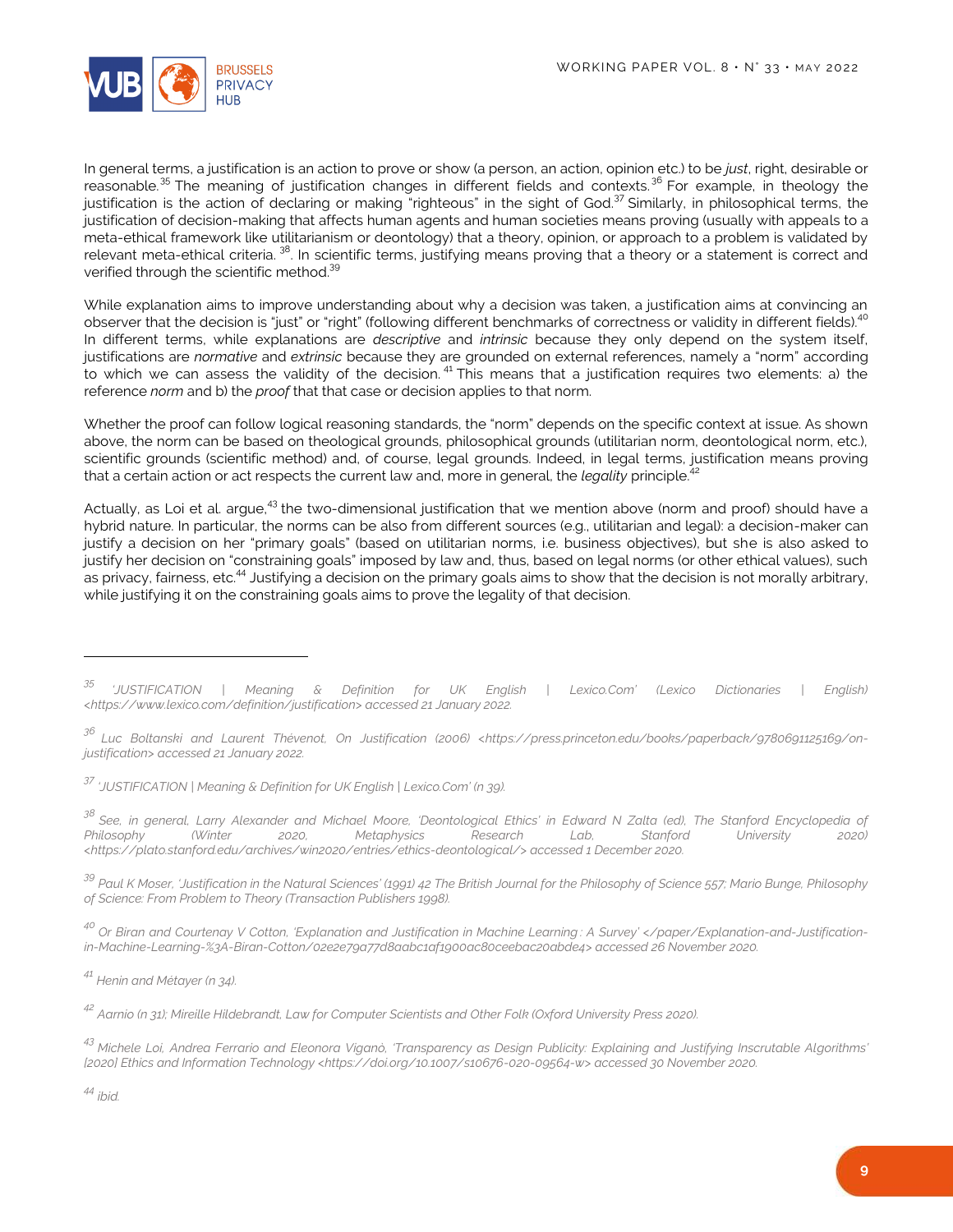In general terms, a justification is an action to prove or show (a person, an action, opinion etc.) to be *just*, right, desirable or reasonable.[35] The meaning of justification changes in different fields and contexts.[36] For example, in theology the justification is the action of declaring or making "righteous" in the sight of God.[37] Similarly, in philosophical terms, the justification of decision-making that affects human agents and human societies means proving (usually with appeals to a meta-ethical framework like utilitarianism or deontology) that a theory, opinion, or approach to a problem is validated by relevant meta-ethical criteria. [38]. In scientific terms, justifying means proving that a theory or a statement is correct and verified through the scientific method.[39]

While explanation aims to improve understanding about why a decision was taken, a justification aims at convincing an observer that the decision is "just" or "right" (following different benchmarks of correctness or validity in different fields).[40] In different terms, while explanations are *descriptive* and *intrinsic* because they only depend on the system itself, justifications are *normative* and *extrinsic* because they are grounded on external references, namely a "norm" according to which we can assess the validity of the decision.[41] This means that a justification requires two elements: a) the reference *norm* and b) the *proof* that that case or decision applies to that norm.

Whether the proof can follow logical reasoning standards, the "norm" depends on the specific context at issue. As shown above, the norm can be based on theological grounds, philosophical grounds (utilitarian norm, deontological norm, etc.), scientific grounds (scientific method) and, of course, legal grounds. Indeed, in legal terms, justification means proving that a certain action or act respects the current law and, more in general, the *legality* principle.[42]

Actually, as Loi et al. argue,[43] the two-dimensional justification that we mention above (norm and proof) should have a hybrid nature. In particular, the norms can be also from different sources (e.g., utilitarian and legal): a decision-maker can justify a decision on her "primary goals" (based on utilitarian norms, i.e. business objectives), but she is also asked to justify her decision on "constraining goals" imposed by law and, thus, based on legal norms (or other ethical values), such as privacy, fairness, etc.[44] Justifying a decision on the primary goals aims to show that the decision is not morally arbitrary, while justifying it on the constraining goals aims to prove the legality of that decision.

---

[35] *'JUSTIFICATION | Meaning & Definition for UK English | Lexico.Com' (Lexico Dictionaries | English) <https://www.lexico.com/definition/justification> accessed 21 January 2022.*

[36] *Luc Boltanski and Laurent Thévenot, On Justification (2006) <https://press.princeton.edu/books/paperback/9780691125169/on-justification> accessed 21 January 2022.*

[37] *'JUSTIFICATION | Meaning & Definition for UK English | Lexico.Com' (n 39).*

[38] *See, in general, Larry Alexander and Michael Moore, 'Deontological Ethics' in Edward N Zalta (ed), The Stanford Encyclopedia of Philosophy (Winter 2020, Metaphysics Research Lab, Stanford University 2020) <https://plato.stanford.edu/archives/win2020/entries/ethics-deontological/> accessed 1 December 2020.*

[39] *Paul K Moser, 'Justification in the Natural Sciences' (1991) 42 The British Journal for the Philosophy of Science 557; Mario Bunge, Philosophy of Science: From Problem to Theory (Transaction Publishers 1998).*

[40] *Or Biran and Courtenay V Cotton, 'Explanation and Justification in Machine Learning : A Survey' </paper/Explanation-and-Justification-in-Machine-Learning-%3A-Biran-Cotton/02e2e79a77d8aabc1af1900ac80ceebac20abde4> accessed 26 November 2020.*

[41] *Henin and Métayer (n 34).*

[42] *Aarnio (n 31); Mireille Hildebrandt, Law for Computer Scientists and Other Folk (Oxford University Press 2020).*

[43] *Michele Loi, Andrea Ferrario and Eleonora Viganò, 'Transparency as Design Publicity: Explaining and Justifying Inscrutable Algorithms' [2020] Ethics and Information Technology <https://doi.org/10.1007/s10676-020-09564-w> accessed 30 November 2020.*

[44] *ibid.*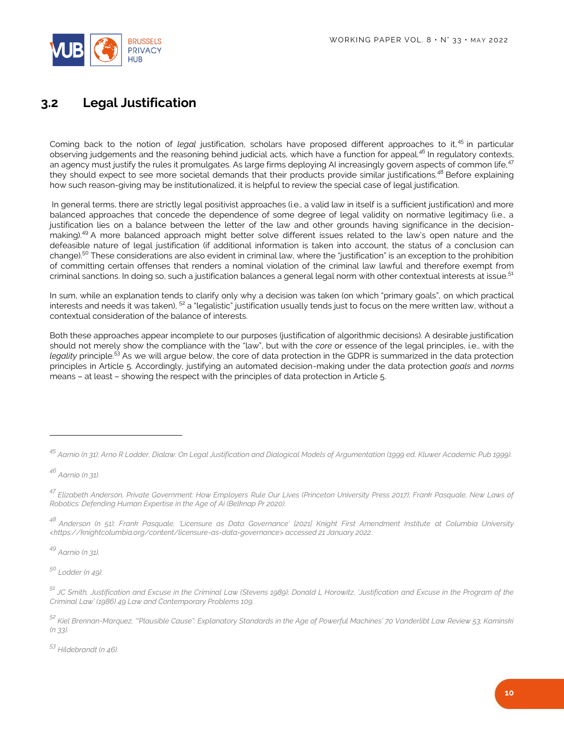## 3.2 Legal Justification

Coming back to the notion of *legal* justification, scholars have proposed different approaches to it,[45] in particular observing judgements and the reasoning behind judicial acts, which have a function for appeal.[46] In regulatory contexts, an agency must justify the rules it promulgates. As large firms deploying AI increasingly govern aspects of common life,[47] they should expect to see more societal demands that their products provide similar justifications.[48] Before explaining how such reason-giving may be institutionalized, it is helpful to review the special case of legal justification.

In general terms, there are strictly legal positivist approaches (i.e., a valid law in itself is a sufficient justification) and more balanced approaches that concede the dependence of some degree of legal validity on normative legitimacy (i.e., a justification lies on a balance between the letter of the law and other grounds having significance in the decision-making).[49] A more balanced approach might better solve different issues related to the law's open nature and the defeasible nature of legal justification (if additional information is taken into account, the status of a conclusion can change).[50] These considerations are also evident in criminal law, where the "justification" is an exception to the prohibition of committing certain offenses that renders a nominal violation of the criminal law lawful and therefore exempt from criminal sanctions. In doing so, such a justification balances a general legal norm with other contextual interests at issue.[51]

In sum, while an explanation tends to clarify only why a decision was taken (on which "primary goals", on which practical interests and needs it was taken),[52] a "legalistic" justification usually tends just to focus on the mere written law, without a contextual consideration of the balance of interests.

Both these approaches appear incomplete to our purposes (justification of algorithmic decisions). A desirable justification should not merely show the compliance with the "law", but with the *core* or essence of the legal principles, i.e., with the *legality* principle.[53] As we will argue below, the core of data protection in the GDPR is summarized in the data protection principles in Article 5. Accordingly, justifying an automated decision-making under the data protection *goals* and *norms* means – at least – showing the respect with the principles of data protection in Article 5.

---

[45] *Aarnio (n 31); Arno R Lodder, Dialaw: On Legal Justification and Dialogical Models of Argumentation (1999 ed, Kluwer Academic Pub 1999).*

[46] *Aarnio (n 31).*

[47] *Elizabeth Anderson, Private Government: How Employers Rule Our Lives (Princeton University Press 2017); Frank Pasquale, New Laws of Robotics: Defending Human Expertise in the Age of Ai (Belknap Pr 2020).*

[48] *Anderson (n 51); Frank Pasquale, 'Licensure as Data Governance' [2021] Knight First Amendment Institute at Columbia University <https://knightcolumbia.org/content/licensure-as-data-governance> accessed 21 January 2022.*

[49] *Aarnio (n 31).*

[50] *Lodder (n 49).*

[51] *JC Smith, Justification and Excuse in the Criminal Law (Stevens 1989); Donald L Horowitz, 'Justification and Excuse in the Program of the Criminal Law' (1986) 49 Law and Contemporary Problems 109.*

[52] *Kiel Brennan-Marquez, '"Plausible Cause": Explanatory Standards in the Age of Powerful Machines' 70 Vanderlibt Law Review 53; Kaminski (n 33).*

[53] *Hildebrandt (n 46).*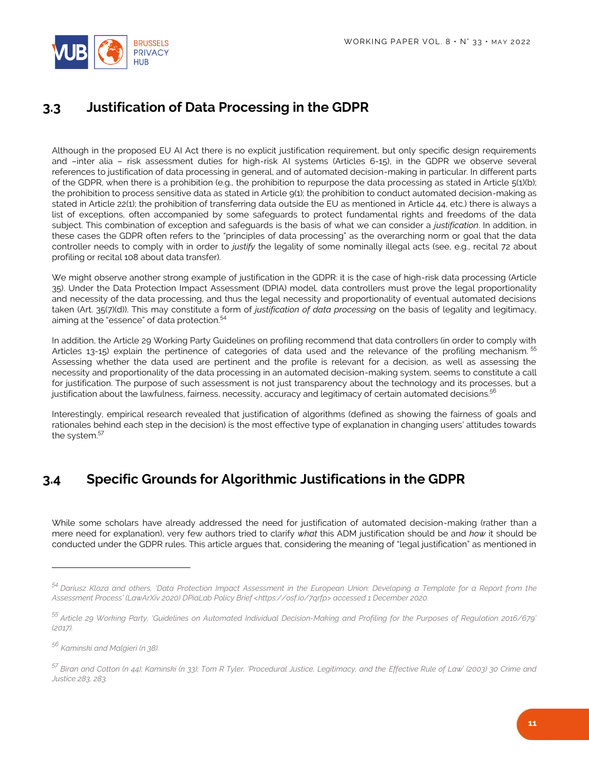## 3.3 Justification of Data Processing in the GDPR

Although in the proposed EU AI Act there is no explicit justification requirement, but only specific design requirements and –inter alia – risk assessment duties for high-risk AI systems (Articles 6-15), in the GDPR we observe several references to justification of data processing in general, and of automated decision-making in particular. In different parts of the GDPR, when there is a prohibition (e.g., the prohibition to repurpose the data processing as stated in Article 5(1)(b); the prohibition to process sensitive data as stated in Article 9(1); the prohibition to conduct automated decision-making as stated in Article 22(1); the prohibition of transferring data outside the EU as mentioned in Article 44, etc.) there is always a list of exceptions, often accompanied by some safeguards to protect fundamental rights and freedoms of the data subject. This combination of exception and safeguards is the basis of what we can consider a *justification*. In addition, in these cases the GDPR often refers to the "principles of data processing" as the overarching norm or goal that the data controller needs to comply with in order to *justify* the legality of some nominally illegal acts (see, e.g., recital 72 about profiling or recital 108 about data transfer).

We might observe another strong example of justification in the GDPR: it is the case of high-risk data processing (Article 35). Under the Data Protection Impact Assessment (DPIA) model, data controllers must prove the legal proportionality and necessity of the data processing, and thus the legal necessity and proportionality of eventual automated decisions taken (Art. 35(7)(d)). This may constitute a form of *justification of data processing* on the basis of legality and legitimacy, aiming at the "essence" of data protection.[54]

In addition, the Article 29 Working Party Guidelines on profiling recommend that data controllers (in order to comply with Articles 13-15) explain the pertinence of categories of data used and the relevance of the profiling mechanism.[55] Assessing whether the data used are pertinent and the profile is relevant for a decision, as well as assessing the necessity and proportionality of the data processing in an automated decision-making system, seems to constitute a call for justification. The purpose of such assessment is not just transparency about the technology and its processes, but a justification about the lawfulness, fairness, necessity, accuracy and legitimacy of certain automated decisions.[56]

Interestingly, empirical research revealed that justification of algorithms (defined as showing the fairness of goals and rationales behind each step in the decision) is the most effective type of explanation in changing users' attitudes towards the system.[57]

## 3.4 Specific Grounds for Algorithmic Justifications in the GDPR

While some scholars have already addressed the need for justification of automated decision-making (rather than a mere need for explanation), very few authors tried to clarify *what* this ADM justification should be and *how* it should be conducted under the GDPR rules. This article argues that, considering the meaning of "legal justification" as mentioned in

---

[54] *Dariusz Kloza and others, 'Data Protection Impact Assessment in the European Union: Developing a Template for a Report from the Assessment Process' (LawArXiv 2020) DPiaLab Policy Brief <https://osf.io/7qrfp> accessed 1 December 2020.*

[55] *Article 29 Working Party, 'Guidelines on Automated Individual Decision-Making and Profiling for the Purposes of Regulation 2016/679' (2017).*

[56] *Kaminski and Malgieri (n 38).*

[57] *Biran and Cotton (n 44); Kaminski (n 33); Tom R Tyler, 'Procedural Justice, Legitimacy, and the Effective Rule of Law' (2003) 30 Crime and Justice 283, 283.*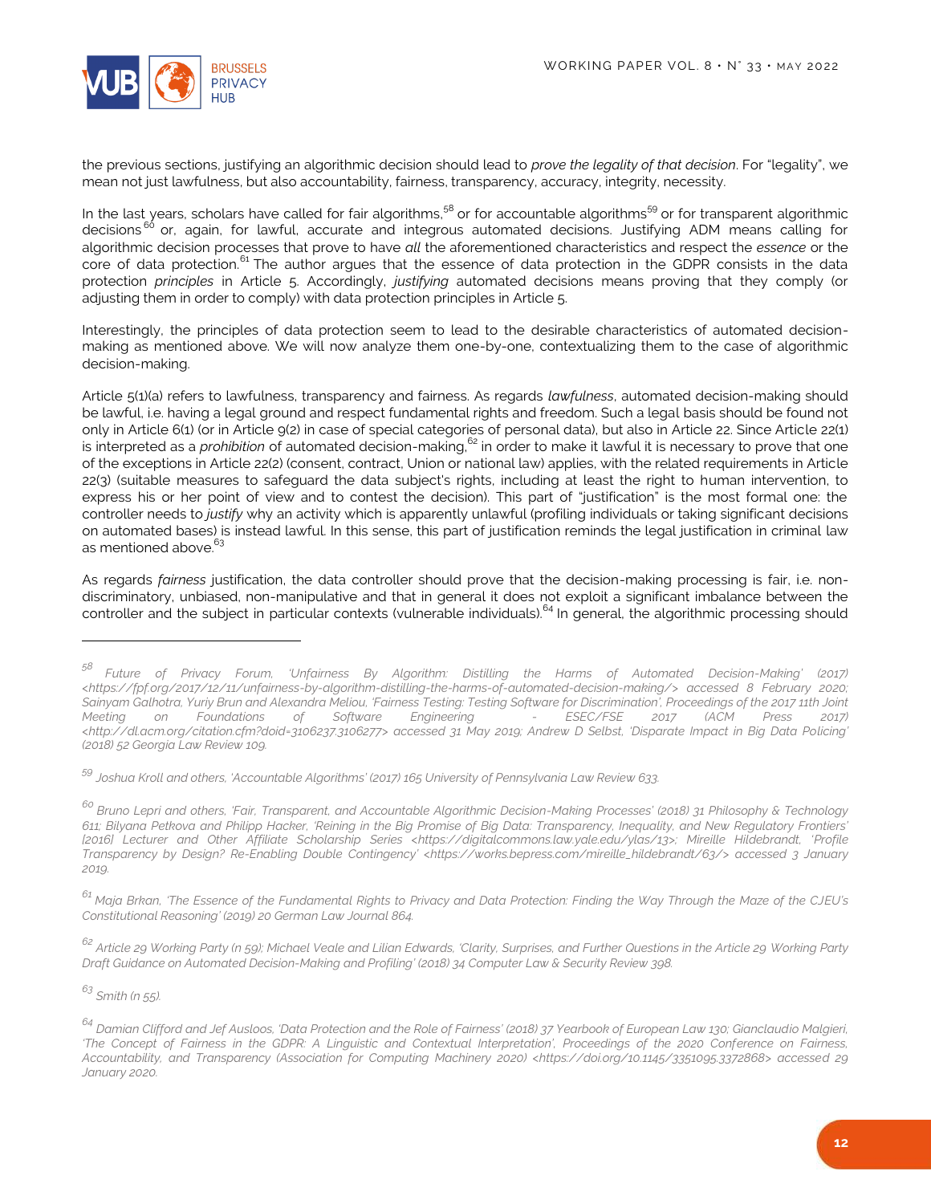the previous sections, justifying an algorithmic decision should lead to *prove the legality of that decision*. For "legality", we mean not just lawfulness, but also accountability, fairness, transparency, accuracy, integrity, necessity.

In the last years, scholars have called for fair algorithms,[58] or for accountable algorithms[59] or for transparent algorithmic decisions[60] or, again, for lawful, accurate and integrous automated decisions. Justifying ADM means calling for algorithmic decision processes that prove to have *all* the aforementioned characteristics and respect the *essence* or the core of data protection.[61] The author argues that the essence of data protection in the GDPR consists in the data protection *principles* in Article 5. Accordingly, *justifying* automated decisions means proving that they comply (or adjusting them in order to comply) with data protection principles in Article 5.

Interestingly, the principles of data protection seem to lead to the desirable characteristics of automated decision-making as mentioned above. We will now analyze them one-by-one, contextualizing them to the case of algorithmic decision-making.

Article 5(1)(a) refers to lawfulness, transparency and fairness. As regards *lawfulness*, automated decision-making should be lawful, i.e. having a legal ground and respect fundamental rights and freedom. Such a legal basis should be found not only in Article 6(1) (or in Article 9(2) in case of special categories of personal data), but also in Article 22. Since Article 22(1) is interpreted as a *prohibition* of automated decision-making,[62] in order to make it lawful it is necessary to prove that one of the exceptions in Article 22(2) (consent, contract, Union or national law) applies, with the related requirements in Article 22(3) (suitable measures to safeguard the data subject's rights, including at least the right to human intervention, to express his or her point of view and to contest the decision). This part of "justification" is the most formal one: the controller needs to *justify* why an activity which is apparently unlawful (profiling individuals or taking significant decisions on automated bases) is instead lawful. In this sense, this part of justification reminds the legal justification in criminal law as mentioned above.[63]

As regards *fairness* justification, the data controller should prove that the decision-making processing is fair, i.e. non-discriminatory, unbiased, non-manipulative and that in general it does not exploit a significant imbalance between the controller and the subject in particular contexts (vulnerable individuals).[64] In general, the algorithmic processing should

---

[58] *Future of Privacy Forum, 'Unfairness By Algorithm: Distilling the Harms of Automated Decision-Making' (2017) <https://fpf.org/2017/12/11/unfairness-by-algorithm-distilling-the-harms-of-automated-decision-making/> accessed 8 February 2020; Sainyam Galhotra, Yuriy Brun and Alexandra Meliou, 'Fairness Testing: Testing Software for Discrimination', Proceedings of the 2017 11th Joint Meeting on Foundations of Software Engineering - ESEC/FSE 2017 (ACM Press 2017) <http://dl.acm.org/citation.cfm?doid=3106237.3106277> accessed 31 May 2019; Andrew D Selbst, 'Disparate Impact in Big Data Policing' (2018) 52 Georgia Law Review 109.*

[59] *Joshua Kroll and others, 'Accountable Algorithms' (2017) 165 University of Pennsylvania Law Review 633.*

[60] *Bruno Lepri and others, 'Fair, Transparent, and Accountable Algorithmic Decision-Making Processes' (2018) 31 Philosophy & Technology 611; Bilyana Petkova and Philipp Hacker, 'Reining in the Big Promise of Big Data: Transparency, Inequality, and New Regulatory Frontiers' [2016] Lecturer and Other Affiliate Scholarship Series <https://digitalcommons.law.yale.edu/ylas/13>; Mireille Hildebrandt, 'Profile Transparency by Design? Re-Enabling Double Contingency' <https://works.bepress.com/mireille_hildebrandt/63/> accessed 3 January 2019.*

[61] *Maja Brkan, 'The Essence of the Fundamental Rights to Privacy and Data Protection: Finding the Way Through the Maze of the CJEU's Constitutional Reasoning' (2019) 20 German Law Journal 864.*

[62] *Article 29 Working Party (n 59); Michael Veale and Lilian Edwards, 'Clarity, Surprises, and Further Questions in the Article 29 Working Party Draft Guidance on Automated Decision-Making and Profiling' (2018) 34 Computer Law & Security Review 398.*

[63] *Smith (n 55).*

[64] *Damian Clifford and Jef Ausloos, 'Data Protection and the Role of Fairness' (2018) 37 Yearbook of European Law 130; Gianclaudio Malgieri, 'The Concept of Fairness in the GDPR: A Linguistic and Contextual Interpretation', Proceedings of the 2020 Conference on Fairness, Accountability, and Transparency (Association for Computing Machinery 2020) <https://doi.org/10.1145/3351095.3372868> accessed 29 January 2020.*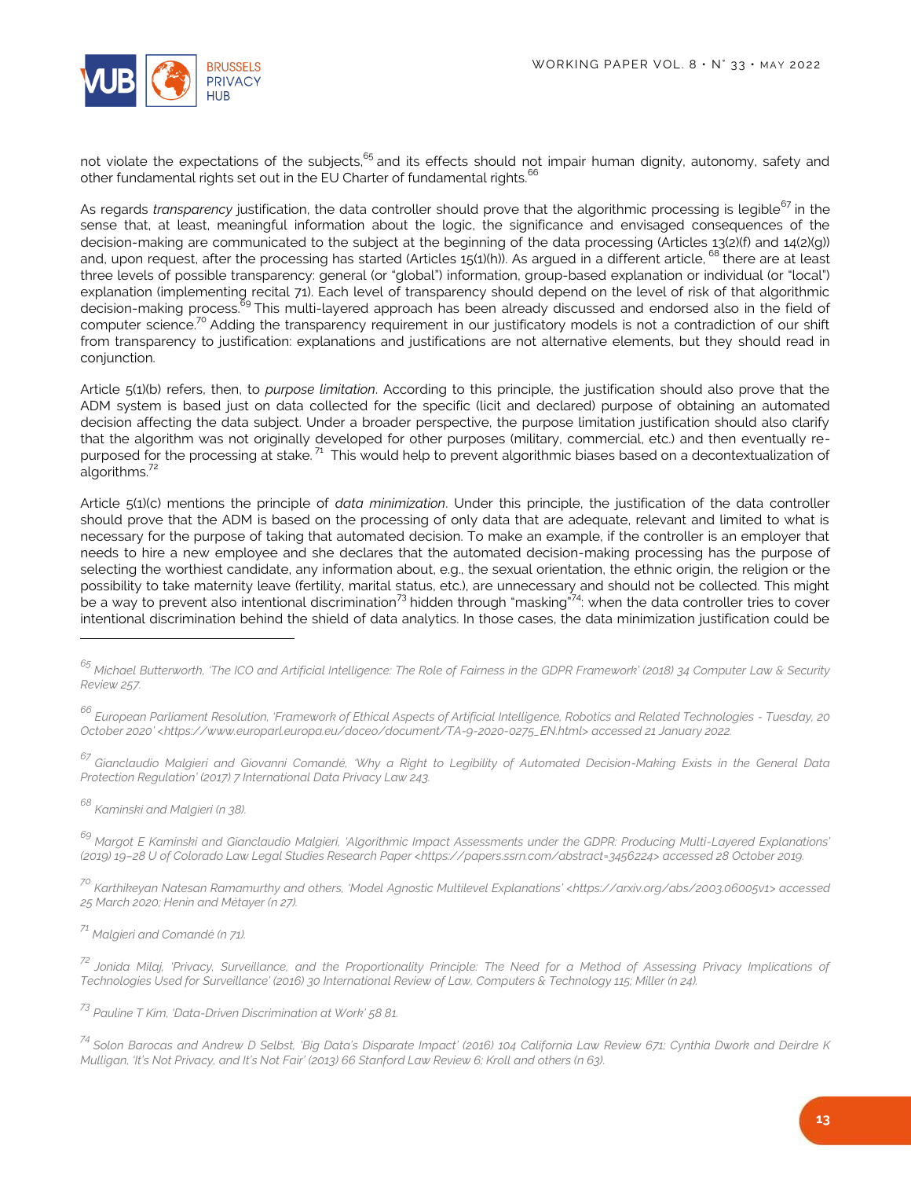not violate the expectations of the subjects,[65] and its effects should not impair human dignity, autonomy, safety and other fundamental rights set out in the EU Charter of fundamental rights.[66]

As regards *transparency* justification, the data controller should prove that the algorithmic processing is legible[67] in the sense that, at least, meaningful information about the logic, the significance and envisaged consequences of the decision-making are communicated to the subject at the beginning of the data processing (Articles 13(2)(f) and 14(2)(g)) and, upon request, after the processing has started (Articles 15(1)(h)). As argued in a different article, [68] there are at least three levels of possible transparency: general (or "global") information, group-based explanation or individual (or "local") explanation (implementing recital 71). Each level of transparency should depend on the level of risk of that algorithmic decision-making process.[69] This multi-layered approach has been already discussed and endorsed also in the field of computer science.[70] Adding the transparency requirement in our justificatory models is not a contradiction of our shift from transparency to justification: explanations and justifications are not alternative elements, but they should read in conjunction.

Article 5(1)(b) refers, then, to *purpose limitation*. According to this principle, the justification should also prove that the ADM system is based just on data collected for the specific (licit and declared) purpose of obtaining an automated decision affecting the data subject. Under a broader perspective, the purpose limitation justification should also clarify that the algorithm was not originally developed for other purposes (military, commercial, etc.) and then eventually re-purposed for the processing at stake. [71] This would help to prevent algorithmic biases based on a decontextualization of algorithms.[72]

Article 5(1)(c) mentions the principle of *data minimization*. Under this principle, the justification of the data controller should prove that the ADM is based on the processing of only data that are adequate, relevant and limited to what is necessary for the purpose of taking that automated decision. To make an example, if the controller is an employer that needs to hire a new employee and she declares that the automated decision-making processing has the purpose of selecting the worthiest candidate, any information about, e.g., the sexual orientation, the ethnic origin, the religion or the possibility to take maternity leave (fertility, marital status, etc.), are unnecessary and should not be collected. This might be a way to prevent also intentional discrimination[73] hidden through "masking"[74]: when the data controller tries to cover intentional discrimination behind the shield of data analytics. In those cases, the data minimization justification could be

---

[65] Michael Butterworth, 'The ICO and Artificial Intelligence: The Role of Fairness in the GDPR Framework' (2018) 34 Computer Law & Security Review 257.

[66] European Parliament Resolution, 'Framework of Ethical Aspects of Artificial Intelligence, Robotics and Related Technologies - Tuesday, 20 October 2020' <https://www.europarl.europa.eu/doceo/document/TA-9-2020-0275_EN.html> accessed 21 January 2022.

[67] Gianclaudio Malgieri and Giovanni Comandé, 'Why a Right to Legibility of Automated Decision-Making Exists in the General Data Protection Regulation' (2017) 7 International Data Privacy Law 243.

[68] Kaminski and Malgieri (n 38).

[69] Margot E Kaminski and Gianclaudio Malgieri, 'Algorithmic Impact Assessments under the GDPR: Producing Multi-Layered Explanations' (2019) 19–28 U of Colorado Law Legal Studies Research Paper <https://papers.ssrn.com/abstract=3456224> accessed 28 October 2019.

[70] Karthikeyan Natesan Ramamurthy and others, 'Model Agnostic Multilevel Explanations' <https://arxiv.org/abs/2003.06005v1> accessed 25 March 2020; Henin and Métayer (n 27).

[71] Malgieri and Comandé (n 71).

[72] Jonida Milaj, 'Privacy, Surveillance, and the Proportionality Principle: The Need for a Method of Assessing Privacy Implications of Technologies Used for Surveillance' (2016) 30 International Review of Law, Computers & Technology 115; Miller (n 24).

[73] Pauline T Kim, 'Data-Driven Discrimination at Work' 58 81.

[74] Solon Barocas and Andrew D Selbst, 'Big Data's Disparate Impact' (2016) 104 California Law Review 671; Cynthia Dwork and Deirdre K Mulligan, 'It's Not Privacy, and It's Not Fair' (2013) 66 Stanford Law Review 6; Kroll and others (n 63).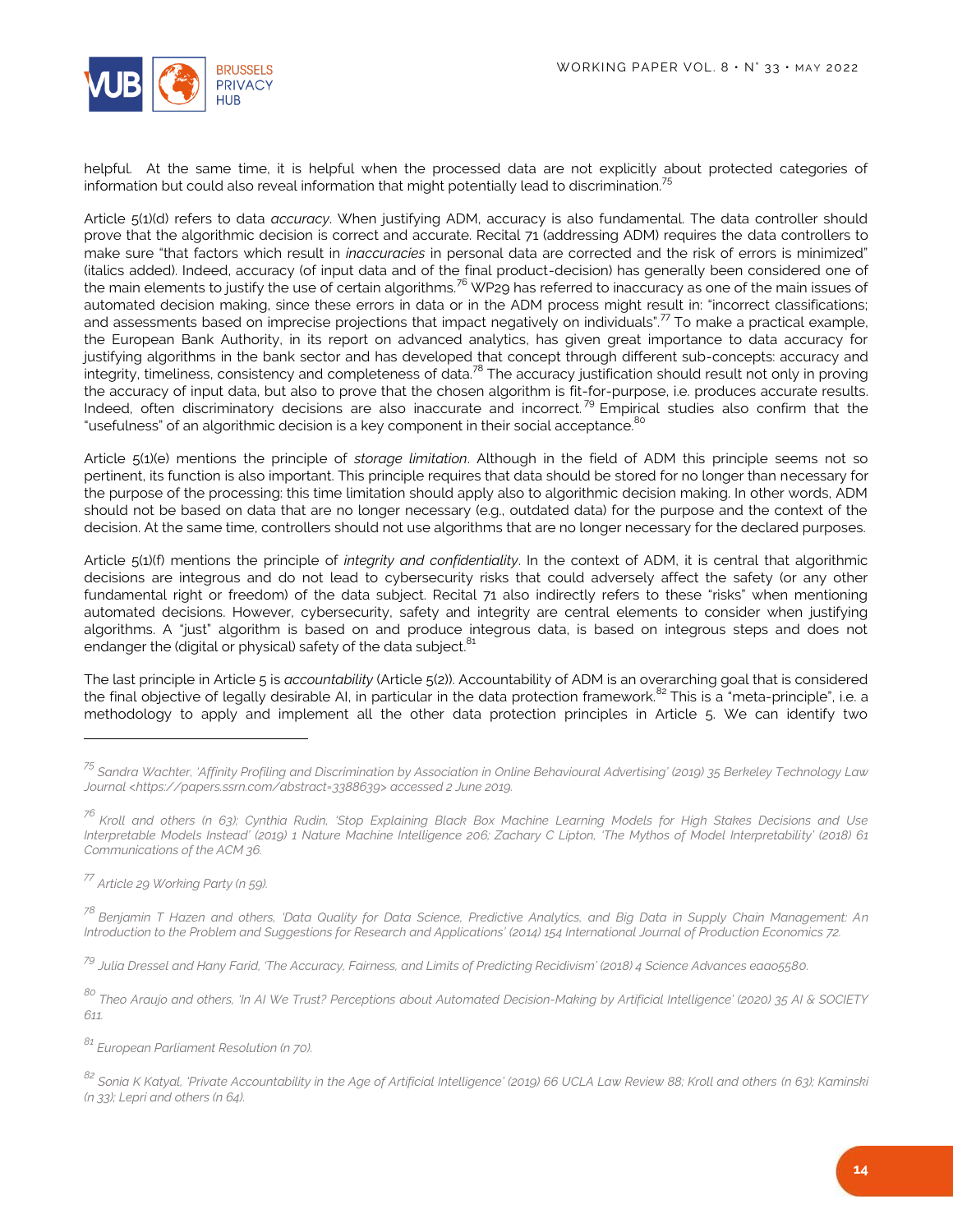helpful. At the same time, it is helpful when the processed data are not explicitly about protected categories of information but could also reveal information that might potentially lead to discrimination.[75]

Article 5(1)(d) refers to data *accuracy*. When justifying ADM, accuracy is also fundamental. The data controller should prove that the algorithmic decision is correct and accurate. Recital 71 (addressing ADM) requires the data controllers to make sure "that factors which result in *inaccuracies* in personal data are corrected and the risk of errors is minimized" (italics added). Indeed, accuracy (of input data and of the final product-decision) has generally been considered one of the main elements to justify the use of certain algorithms.[76] WP29 has referred to inaccuracy as one of the main issues of automated decision making, since these errors in data or in the ADM process might result in: "incorrect classifications; and assessments based on imprecise projections that impact negatively on individuals".[77] To make a practical example, the European Bank Authority, in its report on advanced analytics, has given great importance to data accuracy for justifying algorithms in the bank sector and has developed that concept through different sub-concepts: accuracy and integrity, timeliness, consistency and completeness of data.[78] The accuracy justification should result not only in proving the accuracy of input data, but also to prove that the chosen algorithm is fit-for-purpose, i.e. produces accurate results. Indeed, often discriminatory decisions are also inaccurate and incorrect.[79] Empirical studies also confirm that the "usefulness" of an algorithmic decision is a key component in their social acceptance.[80]

Article 5(1)(e) mentions the principle of *storage limitation*. Although in the field of ADM this principle seems not so pertinent, its function is also important. This principle requires that data should be stored for no longer than necessary for the purpose of the processing: this time limitation should apply also to algorithmic decision making. In other words, ADM should not be based on data that are no longer necessary (e.g., outdated data) for the purpose and the context of the decision. At the same time, controllers should not use algorithms that are no longer necessary for the declared purposes.

Article 5(1)(f) mentions the principle of *integrity and confidentiality*. In the context of ADM, it is central that algorithmic decisions are integrous and do not lead to cybersecurity risks that could adversely affect the safety (or any other fundamental right or freedom) of the data subject. Recital 71 also indirectly refers to these "risks" when mentioning automated decisions. However, cybersecurity, safety and integrity are central elements to consider when justifying algorithms. A "just" algorithm is based on and produce integrous data, is based on integrous steps and does not endanger the (digital or physical) safety of the data subject.[81]

The last principle in Article 5 is *accountability* (Article 5(2)). Accountability of ADM is an overarching goal that is considered the final objective of legally desirable AI, in particular in the data protection framework.[82] This is a "meta-principle", i.e. a methodology to apply and implement all the other data protection principles in Article 5. We can identify two

---

[75] *Sandra Wachter, 'Affinity Profiling and Discrimination by Association in Online Behavioural Advertising' (2019) 35 Berkeley Technology Law Journal <https://papers.ssrn.com/abstract=3388639> accessed 2 June 2019.*

[76] *Kroll and others (n 63); Cynthia Rudin, 'Stop Explaining Black Box Machine Learning Models for High Stakes Decisions and Use Interpretable Models Instead' (2019) 1 Nature Machine Intelligence 206; Zachary C Lipton, 'The Mythos of Model Interpretability' (2018) 61 Communications of the ACM 36.*

[77] *Article 29 Working Party (n 59).*

[78] *Benjamin T Hazen and others, 'Data Quality for Data Science, Predictive Analytics, and Big Data in Supply Chain Management: An Introduction to the Problem and Suggestions for Research and Applications' (2014) 154 International Journal of Production Economics 72.*

[79] *Julia Dressel and Hany Farid, 'The Accuracy, Fairness, and Limits of Predicting Recidivism' (2018) 4 Science Advances eaao5580.*

[80] *Theo Araujo and others, 'In AI We Trust? Perceptions about Automated Decision-Making by Artificial Intelligence' (2020) 35 AI & SOCIETY 611.*

[81] *European Parliament Resolution (n 70).*

[82] *Sonia K Katyal, 'Private Accountability in the Age of Artificial Intelligence' (2019) 66 UCLA Law Review 88; Kroll and others (n 63); Kaminski (n 33); Lepri and others (n 64).*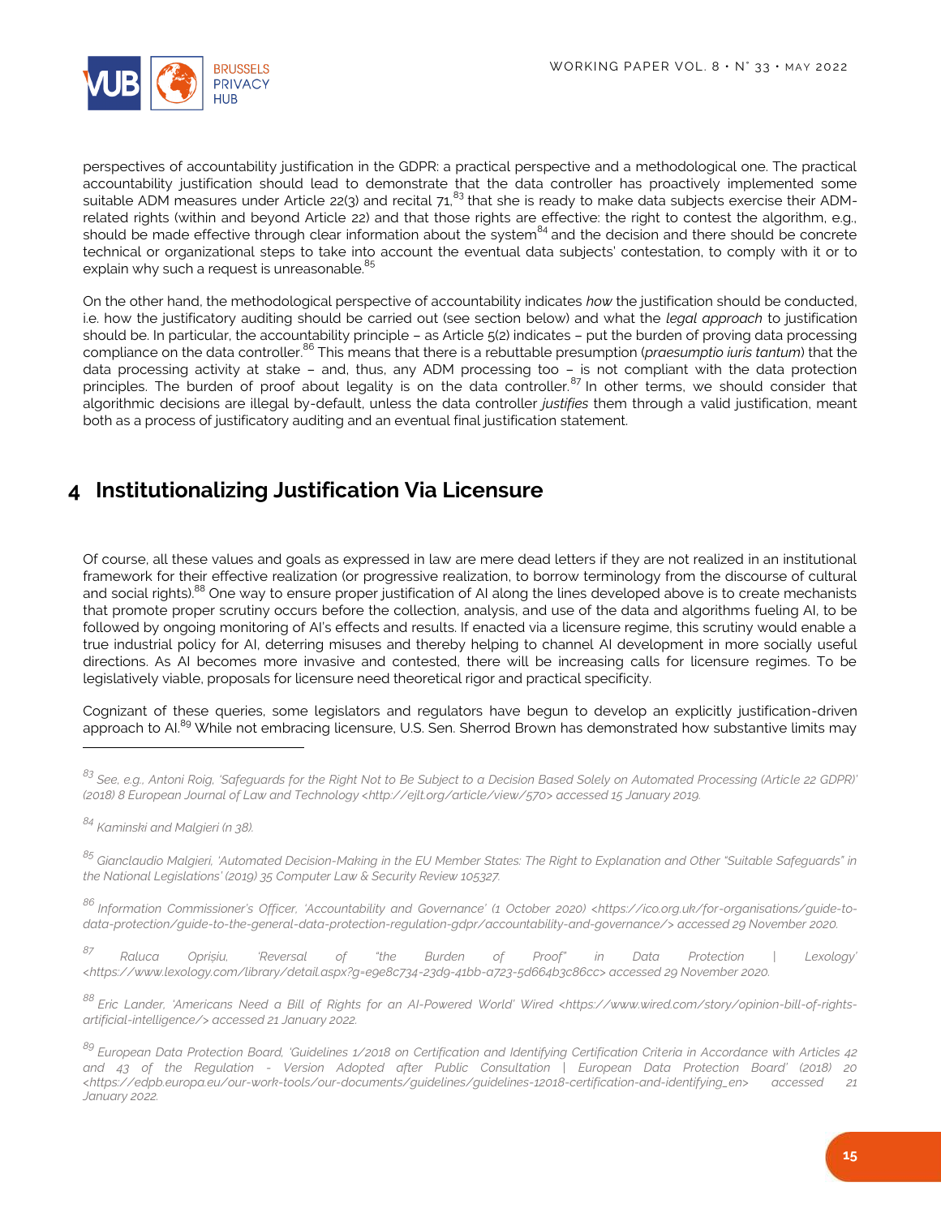perspectives of accountability justification in the GDPR: a practical perspective and a methodological one. The practical accountability justification should lead to demonstrate that the data controller has proactively implemented some suitable ADM measures under Article 22(3) and recital 71,[83] that she is ready to make data subjects exercise their ADM-related rights (within and beyond Article 22) and that those rights are effective: the right to contest the algorithm, e.g., should be made effective through clear information about the system[84] and the decision and there should be concrete technical or organizational steps to take into account the eventual data subjects' contestation, to comply with it or to explain why such a request is unreasonable.[85]

On the other hand, the methodological perspective of accountability indicates *how* the justification should be conducted, i.e. how the justificatory auditing should be carried out (see section below) and what the *legal approach* to justification should be. In particular, the accountability principle – as Article 5(2) indicates – put the burden of proving data processing compliance on the data controller.[86] This means that there is a rebuttable presumption (*praesumptio iuris tantum*) that the data processing activity at stake – and, thus, any ADM processing too – is not compliant with the data protection principles. The burden of proof about legality is on the data controller.[87] In other terms, we should consider that algorithmic decisions are illegal by-default, unless the data controller *justifies* them through a valid justification, meant both as a process of justificatory auditing and an eventual final justification statement.

# 4 Institutionalizing Justification Via Licensure

Of course, all these values and goals as expressed in law are mere dead letters if they are not realized in an institutional framework for their effective realization (or progressive realization, to borrow terminology from the discourse of cultural and social rights).[88] One way to ensure proper justification of AI along the lines developed above is to create mechanisms that promote proper scrutiny occurs before the collection, analysis, and use of the data and algorithms fueling AI, to be followed by ongoing monitoring of AI's effects and results. If enacted via a licensure regime, this scrutiny would enable a true industrial policy for AI, deterring misuses and thereby helping to channel AI development in more socially useful directions. As AI becomes more invasive and contested, there will be increasing calls for licensure regimes. To be legislatively viable, proposals for licensure need theoretical rigor and practical specificity.

Cognizant of these queries, some legislators and regulators have begun to develop an explicitly justification-driven approach to AI.[89] While not embracing licensure, U.S. Sen. Sherrod Brown has demonstrated how substantive limits may

---

[83] *See, e.g., Antoni Roig, 'Safeguards for the Right Not to Be Subject to a Decision Based Solely on Automated Processing (Article 22 GDPR)' (2018) 8 European Journal of Law and Technology <http://ejlt.org/article/view/570> accessed 15 January 2019.*

[84] *Kaminski and Malgieri (n 38).*

[85] *Gianclaudio Malgieri, 'Automated Decision-Making in the EU Member States: The Right to Explanation and Other "Suitable Safeguards" in the National Legislations' (2019) 35 Computer Law & Security Review 105327.*

[86] *Information Commissioner's Officer, 'Accountability and Governance' (1 October 2020) <https://ico.org.uk/for-organisations/guide-to-data-protection/guide-to-the-general-data-protection-regulation-gdpr/accountability-and-governance/> accessed 29 November 2020.*

[87] *Raluca Oprișiu, 'Reversal of "the Burden of Proof" in Data Protection | Lexology' <https://www.lexology.com/library/detail.aspx?g=e9e8c734-23d9-41bb-a723-5d664b3c86cc> accessed 29 November 2020.*

[88] *Eric Lander, 'Americans Need a Bill of Rights for an AI-Powered World' Wired <https://www.wired.com/story/opinion-bill-of-rights-artificial-intelligence/> accessed 21 January 2022.*

[89] *European Data Protection Board, 'Guidelines 1/2018 on Certification and Identifying Certification Criteria in Accordance with Articles 42 and 43 of the Regulation - Version Adopted after Public Consultation | European Data Protection Board' (2018) 20 <https://edpb.europa.eu/our-work-tools/our-documents/guidelines/guidelines-12018-certification-and-identifying_en> accessed 21 January 2022.*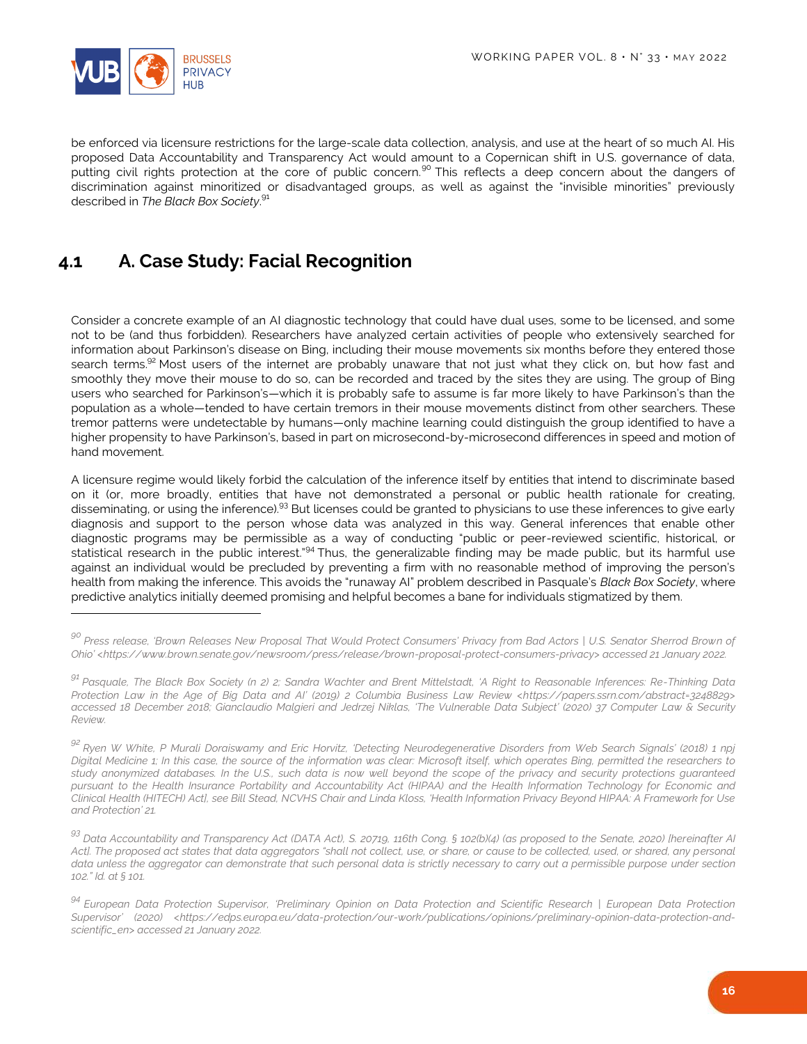be enforced via licensure restrictions for the large-scale data collection, analysis, and use at the heart of so much AI. His proposed Data Accountability and Transparency Act would amount to a Copernican shift in U.S. governance of data, putting civil rights protection at the core of public concern.[90] This reflects a deep concern about the dangers of discrimination against minoritized or disadvantaged groups, as well as against the "invisible minorities" previously described in *The Black Box Society*.[91]

## 4.1 A. Case Study: Facial Recognition

Consider a concrete example of an AI diagnostic technology that could have dual uses, some to be licensed, and some not to be (and thus forbidden). Researchers have analyzed certain activities of people who extensively searched for information about Parkinson's disease on Bing, including their mouse movements six months before they entered those search terms.[92] Most users of the internet are probably unaware that not just what they click on, but how fast and smoothly they move their mouse to do so, can be recorded and traced by the sites they are using. The group of Bing users who searched for Parkinson's—which it is probably safe to assume is far more likely to have Parkinson's than the population as a whole—tended to have certain tremors in their mouse movements distinct from other searchers. These tremor patterns were undetectable by humans—only machine learning could distinguish the group identified to have a higher propensity to have Parkinson's, based in part on microsecond-by-microsecond differences in speed and motion of hand movement.

A licensure regime would likely forbid the calculation of the inference itself by entities that intend to discriminate based on it (or, more broadly, entities that have not demonstrated a personal or public health rationale for creating, disseminating, or using the inference).[93] But licenses could be granted to physicians to use these inferences to give early diagnosis and support to the person whose data was analyzed in this way. General inferences that enable other diagnostic programs may be permissible as a way of conducting "public or peer-reviewed scientific, historical, or statistical research in the public interest."[94] Thus, the generalizable finding may be made public, but its harmful use against an individual would be precluded by preventing a firm with no reasonable method of improving the person's health from making the inference. This avoids the "runaway AI" problem described in Pasquale's *Black Box Society*, where predictive analytics initially deemed promising and helpful becomes a bane for individuals stigmatized by them.

---

[90] *Press release, 'Brown Releases New Proposal That Would Protect Consumers' Privacy from Bad Actors | U.S. Senator Sherrod Brown of Ohio' <https://www.brown.senate.gov/newsroom/press/release/brown-proposal-protect-consumers-privacy> accessed 21 January 2022.*

[91] *Pasquale, The Black Box Society (n 2) 2; Sandra Wachter and Brent Mittelstadt, 'A Right to Reasonable Inferences: Re-Thinking Data Protection Law in the Age of Big Data and AI' (2019) 2 Columbia Business Law Review <https://papers.ssrn.com/abstract=3248829> accessed 18 December 2018; Gianclaudio Malgieri and Jedrzej Niklas, 'The Vulnerable Data Subject' (2020) 37 Computer Law & Security Review.*

[92] *Ryen W White, P Murali Doraiswamy and Eric Horvitz, 'Detecting Neurodegenerative Disorders from Web Search Signals' (2018) 1 npj Digital Medicine 1; In this case, the source of the information was clear: Microsoft itself, which operates Bing, permitted the researchers to study anonymized databases. In the U.S., such data is now well beyond the scope of the privacy and security protections guaranteed pursuant to the Health Insurance Portability and Accountability Act (HIPAA) and the Health Information Technology for Economic and Clinical Health (HITECH) Act], see Bill Stead, NCVHS Chair and Linda Kloss, 'Health Information Privacy Beyond HIPAA: A Framework for Use and Protection' 21.*

[93] *Data Accountability and Transparency Act (DATA Act), S. 20719, 116th Cong. § 102(b)(4) (as proposed to the Senate, 2020) [hereinafter AI Act]. The proposed act states that data aggregators "shall not collect, use, or share, or cause to be collected, used, or shared, any personal data unless the aggregator can demonstrate that such personal data is strictly necessary to carry out a permissible purpose under section 102." Id. at § 101.*

[94] *European Data Protection Supervisor, 'Preliminary Opinion on Data Protection and Scientific Research | European Data Protection Supervisor' (2020) <https://edps.europa.eu/data-protection/our-work/publications/opinions/preliminary-opinion-data-protection-and-scientific_en> accessed 21 January 2022.*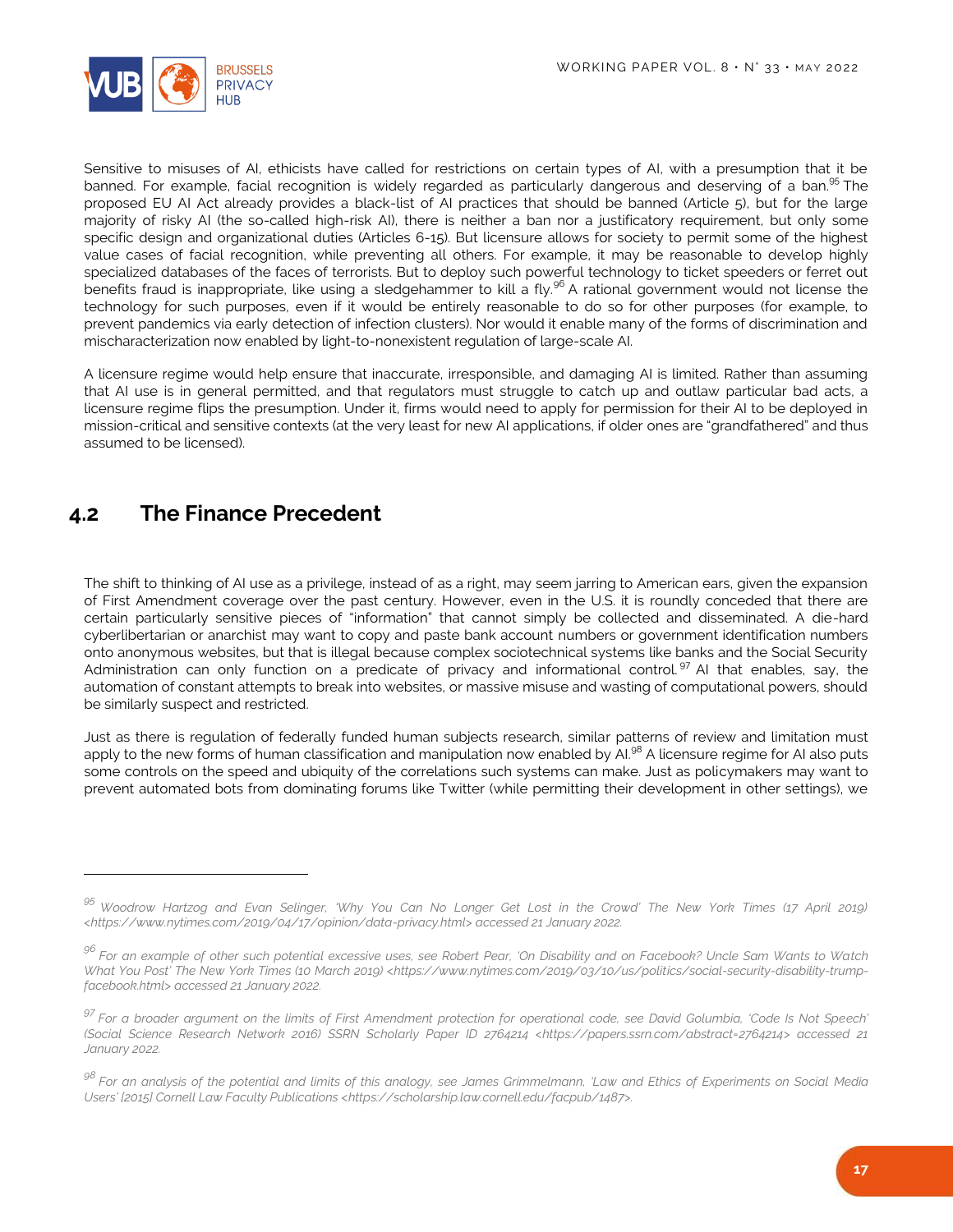Sensitive to misuses of AI, ethicists have called for restrictions on certain types of AI, with a presumption that it be banned. For example, facial recognition is widely regarded as particularly dangerous and deserving of a ban.[95] The proposed EU AI Act already provides a black-list of AI practices that should be banned (Article 5), but for the large majority of risky AI (the so-called high-risk AI), there is neither a ban nor a justificatory requirement, but only some specific design and organizational duties (Articles 6-15). But licensure allows for society to permit some of the highest value cases of facial recognition, while preventing all others. For example, it may be reasonable to develop highly specialized databases of the faces of terrorists. But to deploy such powerful technology to ticket speeders or ferret out benefits fraud is inappropriate, like using a sledgehammer to kill a fly.[96] A rational government would not license the technology for such purposes, even if it would be entirely reasonable to do so for other purposes (for example, to prevent pandemics via early detection of infection clusters). Nor would it enable many of the forms of discrimination and mischaracterization now enabled by light-to-nonexistent regulation of large-scale AI.

A licensure regime would help ensure that inaccurate, irresponsible, and damaging AI is limited. Rather than assuming that AI use is in general permitted, and that regulators must struggle to catch up and outlaw particular bad acts, a licensure regime flips the presumption. Under it, firms would need to apply for permission for their AI to be deployed in mission-critical and sensitive contexts (at the very least for new AI applications, if older ones are "grandfathered" and thus assumed to be licensed).

## 4.2 The Finance Precedent

The shift to thinking of AI use as a privilege, instead of as a right, may seem jarring to American ears, given the expansion of First Amendment coverage over the past century. However, even in the U.S. it is roundly conceded that there are certain particularly sensitive pieces of "information" that cannot simply be collected and disseminated. A die-hard cyberlibertarian or anarchist may want to copy and paste bank account numbers or government identification numbers onto anonymous websites, but that is illegal because complex sociotechnical systems like banks and the Social Security Administration can only function on a predicate of privacy and informational control.[97] AI that enables, say, the automation of constant attempts to break into websites, or massive misuse and wasting of computational powers, should be similarly suspect and restricted.

Just as there is regulation of federally funded human subjects research, similar patterns of review and limitation must apply to the new forms of human classification and manipulation now enabled by AI.[98] A licensure regime for AI also puts some controls on the speed and ubiquity of the correlations such systems can make. Just as policymakers may want to prevent automated bots from dominating forums like Twitter (while permitting their development in other settings), we

---

[95] *Woodrow Hartzog and Evan Selinger, 'Why You Can No Longer Get Lost in the Crowd' The New York Times (17 April 2019) <https://www.nytimes.com/2019/04/17/opinion/data-privacy.html> accessed 21 January 2022.*

[96] *For an example of other such potential excessive uses, see Robert Pear, 'On Disability and on Facebook? Uncle Sam Wants to Watch What You Post' The New York Times (10 March 2019) <https://www.nytimes.com/2019/03/10/us/politics/social-security-disability-trump-facebook.html> accessed 21 January 2022.*

[97] *For a broader argument on the limits of First Amendment protection for operational code, see David Golumbia, 'Code Is Not Speech' (Social Science Research Network 2016) SSRN Scholarly Paper ID 2764214 <https://papers.ssrn.com/abstract=2764214> accessed 21 January 2022.*

[98] *For an analysis of the potential and limits of this analogy, see James Grimmelmann, 'Law and Ethics of Experiments on Social Media Users' [2015] Cornell Law Faculty Publications <https://scholarship.law.cornell.edu/facpub/1487>.*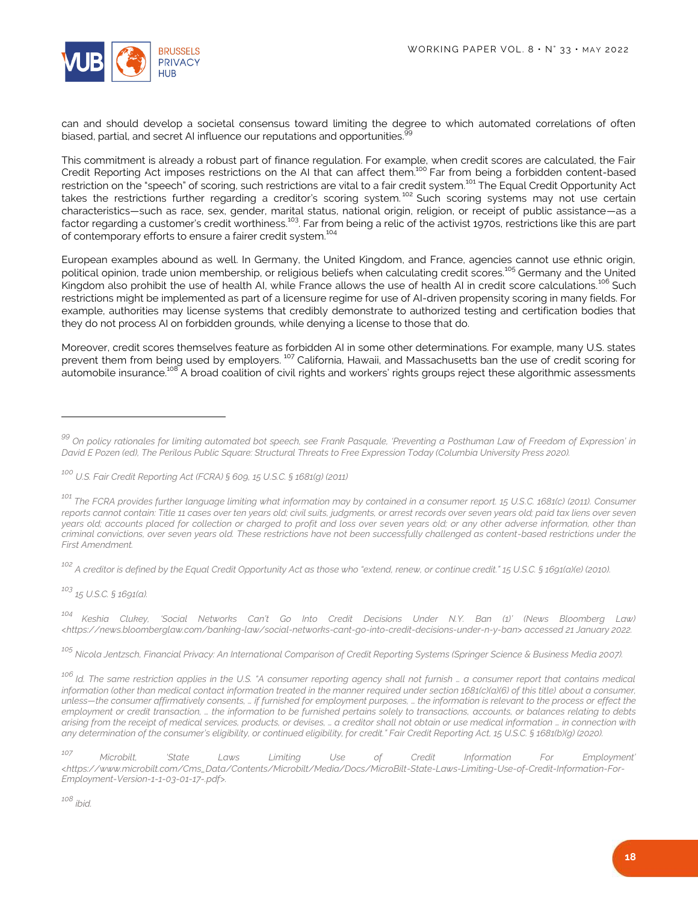can and should develop a societal consensus toward limiting the degree to which automated correlations of often biased, partial, and secret AI influence our reputations and opportunities.[99]

This commitment is already a robust part of finance regulation. For example, when credit scores are calculated, the Fair Credit Reporting Act imposes restrictions on the AI that can affect them.[100] Far from being a forbidden content-based restriction on the "speech" of scoring, such restrictions are vital to a fair credit system.[101] The Equal Credit Opportunity Act takes the restrictions further regarding a creditor's scoring system.[102] Such scoring systems may not use certain characteristics—such as race, sex, gender, marital status, national origin, religion, or receipt of public assistance—as a factor regarding a customer's credit worthiness.[103]. Far from being a relic of the activist 1970s, restrictions like this are part of contemporary efforts to ensure a fairer credit system.[104]

European examples abound as well. In Germany, the United Kingdom, and France, agencies cannot use ethnic origin, political opinion, trade union membership, or religious beliefs when calculating credit scores.[105] Germany and the United Kingdom also prohibit the use of health AI, while France allows the use of health AI in credit score calculations.[106] Such restrictions might be implemented as part of a licensure regime for use of AI-driven propensity scoring in many fields. For example, authorities may license systems that credibly demonstrate to authorized testing and certification bodies that they do not process AI on forbidden grounds, while denying a license to those that do.

Moreover, credit scores themselves feature as forbidden AI in some other determinations. For example, many U.S. states prevent them from being used by employers.[107] California, Hawaii, and Massachusetts ban the use of credit scoring for automobile insurance.[108] A broad coalition of civil rights and workers' rights groups reject these algorithmic assessments

---

[99] *On policy rationales for limiting automated bot speech, see Frank Pasquale, 'Preventing a Posthuman Law of Freedom of Expression' in David E Pozen (ed), The Perilous Public Square: Structural Threats to Free Expression Today (Columbia University Press 2020).*

[100] *U.S. Fair Credit Reporting Act (FCRA) § 609, 15 U.S.C. § 1681(g) (2011)*

[101] *The FCRA provides further language limiting what information may by contained in a consumer report. 15 U.S.C. 1681(c) (2011). Consumer reports cannot contain: Title 11 cases over ten years old; civil suits, judgments, or arrest records over seven years old; paid tax liens over seven years old; accounts placed for collection or charged to profit and loss over seven years old; or any other adverse information, other than criminal convictions, over seven years old. These restrictions have not been successfully challenged as content-based restrictions under the First Amendment.*

[102] *A creditor is defined by the Equal Credit Opportunity Act as those who "extend, renew, or continue credit." 15 U.S.C. § 1691(a)(e) (2010).*

[103] *15 U.S.C. § 1691(a).*

[104] *Keshia Clukey, 'Social Networks Can't Go Into Credit Decisions Under N.Y. Ban (1)' (News Bloomberg Law) <https://news.bloomberglaw.com/banking-law/social-networks-cant-go-into-credit-decisions-under-n-y-ban> accessed 21 January 2022.*

[105] *Nicola Jentzsch, Financial Privacy: An International Comparison of Credit Reporting Systems (Springer Science & Business Media 2007).*

[106] *Id. The same restriction applies in the U.S. "A consumer reporting agency shall not furnish … a consumer report that contains medical information (other than medical contact information treated in the manner required under section 1681(c)(a)(6) of this title) about a consumer, unless—the consumer affirmatively consents, … if furnished for employment purposes, … the information is relevant to the process or effect the employment or credit transaction, … the information to be furnished pertains solely to transactions, accounts, or balances relating to debts arising from the receipt of medical services, products, or devises, … a creditor shall not obtain or use medical information … in connection with any determination of the consumer's eligibility, or continued eligibility, for credit." Fair Credit Reporting Act, 15 U.S.C. § 1681(b)(g) (2020).*

[107] *Microbilt, 'State Laws Limiting Use of Credit Information For Employment' <https://www.microbilt.com/Cms_Data/Contents/Microbilt/Media/Docs/MicroBilt-State-Laws-Limiting-Use-of-Credit-Information-For-Employment-Version-1-1-03-01-17-.pdf>.*

[108] *ibid.*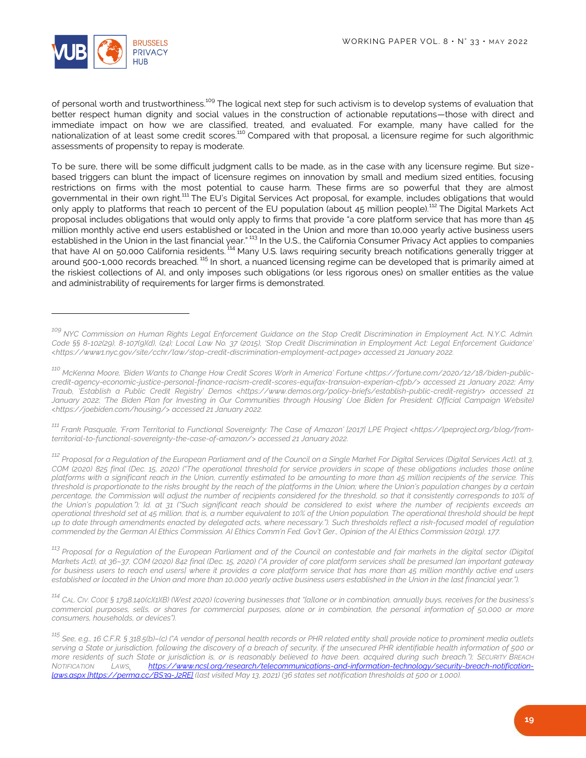of personal worth and trustworthiness.[109] The logical next step for such activism is to develop systems of evaluation that better respect human dignity and social values in the construction of actionable reputations—those with direct and immediate impact on how we are classified, treated, and evaluated. For example, many have called for the nationalization of at least some credit scores.[110] Compared with that proposal, a licensure regime for such algorithmic assessments of propensity to repay is moderate.

To be sure, there will be some difficult judgment calls to be made, as in the case with any licensure regime. But size-based triggers can blunt the impact of licensure regimes on innovation by small and medium sized entities, focusing restrictions on firms with the most potential to cause harm. These firms are so powerful that they are almost governmental in their own right.[111] The EU's Digital Services Act proposal, for example, includes obligations that would only apply to platforms that reach 10 percent of the EU population (about 45 million people).[112] The Digital Markets Act proposal includes obligations that would only apply to firms that provide "a core platform service that has more than 45 million monthly active end users established or located in the Union and more than 10,000 yearly active business users established in the Union in the last financial year." [113] In the U.S., the California Consumer Privacy Act applies to companies that have AI on 50,000 California residents. [114] Many U.S. laws requiring security breach notifications generally trigger at around 500-1,000 records breached. [115] In short, a nuanced licensing regime can be developed that is primarily aimed at the riskiest collections of AI, and only imposes such obligations (or less rigorous ones) on smaller entities as the value and administrability of requirements for larger firms is demonstrated.

---

[109] *NYC Commission on Human Rights Legal Enforcement Guidance on the Stop Credit Discrimination in Employment Act, N.Y.C. Admin. Code §§ 8-102(29), 8-107(9)(d), (24); Local Law No. 37 (2015), 'Stop Credit Discrimination in Employment Act: Legal Enforcement Guidance' <https://www1.nyc.gov/site/cchr/law/stop-credit-discrimination-employment-act.page> accessed 21 January 2022.*

[110] *McKenna Moore, 'Biden Wants to Change How Credit Scores Work in America' Fortune <https://fortune.com/2020/12/18/biden-public-credit-agency-economic-justice-personal-finance-racism-credit-scores-equifax-transuion-experian-cfpb/> accessed 21 January 2022; Amy Traub, 'Establish a Public Credit Registry' Demos <https://www.demos.org/policy-briefs/establish-public-credit-registry> accessed 21 January 2022; 'The Biden Plan for Investing in Our Communities through Housing' (Joe Biden for President: Official Campaign Website) <https://joebiden.com/housing/> accessed 21 January 2022.*

[111] *Frank Pasquale, 'From Territorial to Functional Sovereignty: The Case of Amazon' [2017] LPE Project <https://lpeproject.org/blog/from-territorial-to-functional-sovereignty-the-case-of-amazon/> accessed 21 January 2022.*

[112] *Proposal for a Regulation of the European Parliament and of the Council on a Single Market For Digital Services (Digital Services Act), at 3, COM (2020) 825 final (Dec. 15, 2020) ("The operational threshold for service providers in scope of these obligations includes those online platforms with a significant reach in the Union, currently estimated to be amounting to more than 45 million recipients of the service. This threshold is proportionate to the risks brought by the reach of the platforms in the Union; where the Union's population changes by a certain percentage, the Commission will adjust the number of recipients considered for the threshold, so that it consistently corresponds to 10% of the Union's population."); Id. at 31 ("Such significant reach should be considered to exist where the number of recipients exceeds an operational threshold set at 45 million, that is, a number equivalent to 10% of the Union population. The operational threshold should be kept up to date through amendments enacted by delegated acts, where necessary."). Such thresholds reflect a risk-focused model of regulation commended by the German AI Ethics Commission. AI Ethics Comm'n Fed. Gov't Ger., Opinion of the AI Ethics Commission (2019), 177.*

[113] *Proposal for a Regulation of the European Parliament and of the Council on contestable and fair markets in the digital sector (Digital Markets Act), at 36–37, COM (2020) 842 final (Dec. 15, 2020) ("A provider of core platform services shall be presumed [an important gateway for business users to reach end users] where it provides a core platform service that has more than 45 million monthly active end users established or located in the Union and more than 10,000 yearly active business users established in the Union in the last financial year.").*

[114] *CAL. CIV. CODE § 1798.140(c)(1)(B) (West 2020) (covering businesses that "[a]lone or in combination, annually buys, receives for the business's commercial purposes, sells, or shares for commercial purposes, alone or in combination, the personal information of 50,000 or more consumers, households, or devices").*

[115] *See, e.g., 16 C.F.R. § 318.5(b)–(c) ("A vendor of personal health records or PHR related entity shall provide notice to prominent media outlets serving a State or jurisdiction, following the discovery of a breach of security, if the unsecured PHR identifiable health information of 500 or more residents of such State or jurisdiction is, or is reasonably believed to have been, acquired during such breach."); SECURITY BREACH NOTIFICATION LAWS, https://www.ncsl.org/research/telecommunications-and-information-technology/security-breach-notification-laws.aspx [https://perma.cc/BS39-J2RE] (last visited May 13, 2021) (36 states set notification thresholds at 500 or 1,000).*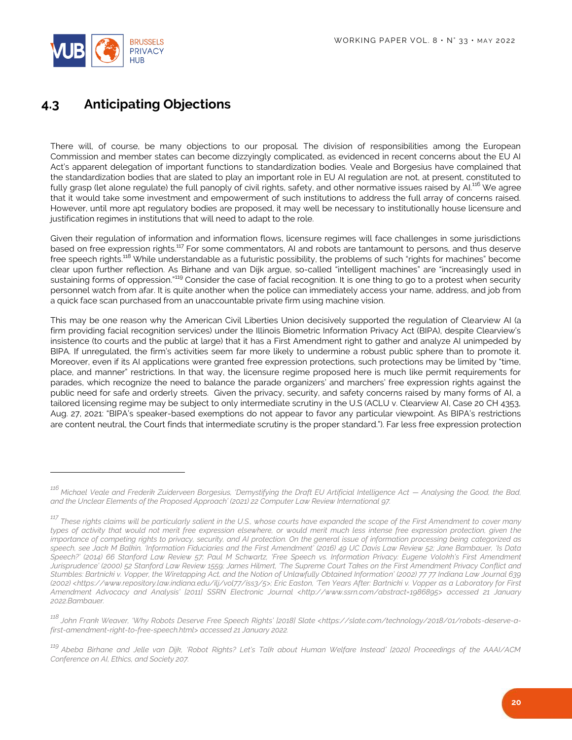## 4.3 Anticipating Objections

There will, of course, be many objections to our proposal. The division of responsibilities among the European Commission and member states can become dizzyingly complicated, as evidenced in recent concerns about the EU AI Act's apparent delegation of important functions to standardization bodies. Veale and Borgesius have complained that the standardization bodies that are slated to play an important role in EU AI regulation are not, at present, constituted to fully grasp (let alone regulate) the full panoply of civil rights, safety, and other normative issues raised by AI.[116] We agree that it would take some investment and empowerment of such institutions to address the full array of concerns raised. However, until more apt regulatory bodies are proposed, it may well be necessary to institutionally house licensure and justification regimes in institutions that will need to adapt to the role.

Given their regulation of information and information flows, licensure regimes will face challenges in some jurisdictions based on free expression rights.[117] For some commentators, AI and robots are tantamount to persons, and thus deserve free speech rights.[118] While understandable as a futuristic possibility, the problems of such "rights for machines" become clear upon further reflection. As Birhane and van Dijk argue, so-called "intelligent machines" are "increasingly used in sustaining forms of oppression."[119] Consider the case of facial recognition. It is one thing to go to a protest when security personnel watch from afar. It is quite another when the police can immediately access your name, address, and job from a quick face scan purchased from an unaccountable private firm using machine vision.

This may be one reason why the American Civil Liberties Union decisively supported the regulation of Clearview AI (a firm providing facial recognition services) under the Illinois Biometric Information Privacy Act (BIPA), despite Clearview's insistence (to courts and the public at large) that it has a First Amendment right to gather and analyze AI unimpeded by BIPA. If unregulated, the firm's activities seem far more likely to undermine a robust public sphere than to promote it. Moreover, even if its AI applications were granted free expression protections, such protections may be limited by "time, place, and manner" restrictions. In that way, the licensure regime proposed here is much like permit requirements for parades, which recognize the need to balance the parade organizers' and marchers' free expression rights against the public need for safe and orderly streets. Given the privacy, security, and safety concerns raised by many forms of AI, a tailored licensing regime may be subject to only intermediate scrutiny in the U.S (ACLU v. Clearview AI, Case 20 CH 4353, Aug. 27, 2021: "BIPA's speaker-based exemptions do not appear to favor any particular viewpoint. As BIPA's restrictions are content neutral, the Court finds that intermediate scrutiny is the proper standard."). Far less free expression protection

---

[116] *Michael Veale and Frederik Zuiderveen Borgesius, 'Demystifying the Draft EU Artificial Intelligence Act — Analysing the Good, the Bad, and the Unclear Elements of the Proposed Approach' (2021) 22 Computer Law Review International 97.*

[117] *These rights claims will be particularly salient in the U.S., whose courts have expanded the scope of the First Amendment to cover many types of activity that would not merit free expression elsewhere, or would merit much less intense free expression protection, given the importance of competing rights to privacy, security, and AI protection. On the general issue of information processing being categorized as speech, see Jack M Balkin, 'Information Fiduciaries and the First Amendment' (2016) 49 UC Davis Law Review 52; Jane Bambauer, 'Is Data Speech?' (2014) 66 Stanford Law Review 57; Paul M Schwartz, 'Free Speech vs. Information Privacy: Eugene Volokh's First Amendment Jurisprudence' (2000) 52 Stanford Law Review 1559; James Hilmert, 'The Supreme Court Takes on the First Amendment Privacy Conflict and Stumbles: Bartnicki v. Vopper, the Wiretapping Act, and the Notion of Unlawfully Obtained Information' (2002) 77 77 Indiana Law Journal 639 (2002) <https://www.repository.law.indiana.edu/ilj/vol77/iss3/5>; Eric Easton, 'Ten Years After: Bartnicki v. Vopper as a Laboratory for First Amendment Advocacy and Analysis' [2011] SSRN Electronic Journal <http://www.ssrn.com/abstract=1986895> accessed 21 January 2022.Bambauer.*

[118] *John Frank Weaver, 'Why Robots Deserve Free Speech Rights' [2018] Slate <https://slate.com/technology/2018/01/robots-deserve-a-first-amendment-right-to-free-speech.html> accessed 21 January 2022.*

[119] *Abeba Birhane and Jelle van Dijk, 'Robot Rights? Let's Talk about Human Welfare Instead' [2020] Proceedings of the AAAI/ACM Conference on AI, Ethics, and Society 207.*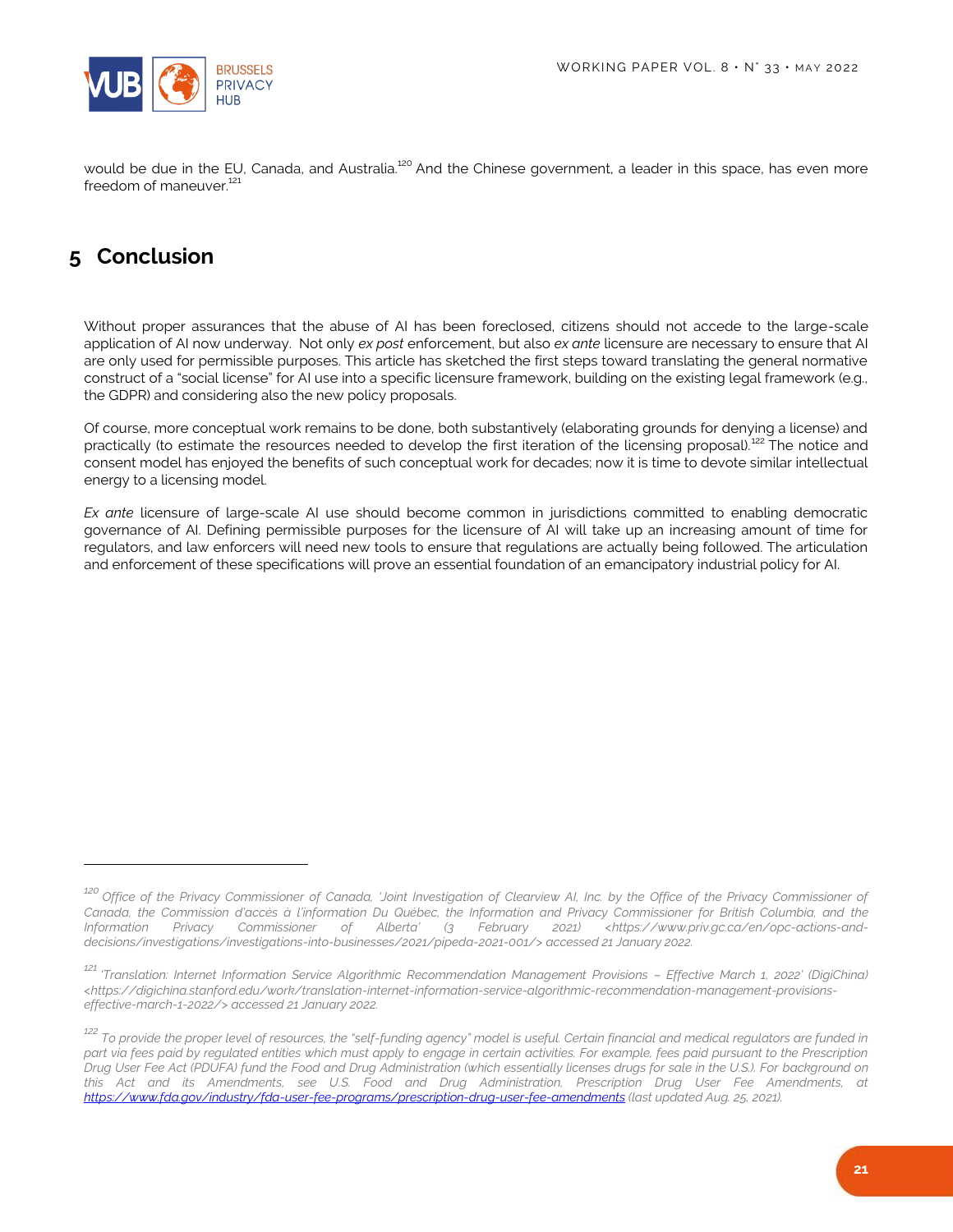would be due in the EU, Canada, and Australia.[120] And the Chinese government, a leader in this space, has even more freedom of maneuver.[121]

# 5 Conclusion

Without proper assurances that the abuse of AI has been foreclosed, citizens should not accede to the large-scale application of AI now underway. Not only *ex post* enforcement, but also *ex ante* licensure are necessary to ensure that AI are only used for permissible purposes. This article has sketched the first steps toward translating the general normative construct of a "social license" for AI use into a specific licensure framework, building on the existing legal framework (e.g., the GDPR) and considering also the new policy proposals.

Of course, more conceptual work remains to be done, both substantively (elaborating grounds for denying a license) and practically (to estimate the resources needed to develop the first iteration of the licensing proposal).[122] The notice and consent model has enjoyed the benefits of such conceptual work for decades; now it is time to devote similar intellectual energy to a licensing model.

*Ex ante* licensure of large-scale AI use should become common in jurisdictions committed to enabling democratic governance of AI. Defining permissible purposes for the licensure of AI will take up an increasing amount of time for regulators, and law enforcers will need new tools to ensure that regulations are actually being followed. The articulation and enforcement of these specifications will prove an essential foundation of an emancipatory industrial policy for AI.

---

[120] *Office of the Privacy Commissioner of Canada, 'Joint Investigation of Clearview AI, Inc. by the Office of the Privacy Commissioner of Canada, the Commission d'accès à l'information Du Québec, the Information and Privacy Commissioner for British Columbia, and the Information Privacy Commissioner of Alberta' (3 February 2021) <https://www.priv.gc.ca/en/opc-actions-and-decisions/investigations/investigations-into-businesses/2021/pipeda-2021-001/> accessed 21 January 2022.*

[121] *'Translation: Internet Information Service Algorithmic Recommendation Management Provisions – Effective March 1, 2022' (DigiChina) <https://digichina.stanford.edu/work/translation-internet-information-service-algorithmic-recommendation-management-provisions-effective-march-1-2022/> accessed 21 January 2022.*

[122] *To provide the proper level of resources, the "self-funding agency" model is useful. Certain financial and medical regulators are funded in part via fees paid by regulated entities which must apply to engage in certain activities. For example, fees paid pursuant to the Prescription Drug User Fee Act (PDUFA) fund the Food and Drug Administration (which essentially licenses drugs for sale in the U.S.). For background on this Act and its Amendments, see U.S. Food and Drug Administration, Prescription Drug User Fee Amendments, at https://www.fda.gov/industry/fda-user-fee-programs/prescription-drug-user-fee-amendments (last updated Aug. 25, 2021).*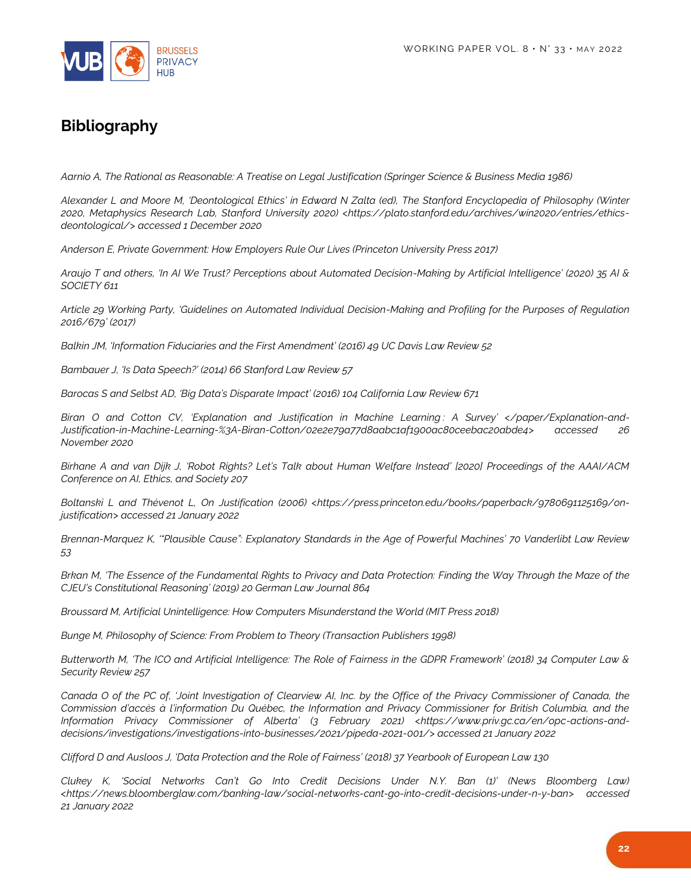## Bibliography

*Aarnio A, The Rational as Reasonable: A Treatise on Legal Justification (Springer Science & Business Media 1986)*

*Alexander L and Moore M, 'Deontological Ethics' in Edward N Zalta (ed), The Stanford Encyclopedia of Philosophy (Winter 2020, Metaphysics Research Lab, Stanford University 2020) <https://plato.stanford.edu/archives/win2020/entries/ethics-deontological/> accessed 1 December 2020*

*Anderson E, Private Government: How Employers Rule Our Lives (Princeton University Press 2017)*

*Araujo T and others, 'In AI We Trust? Perceptions about Automated Decision-Making by Artificial Intelligence' (2020) 35 AI & SOCIETY 611*

*Article 29 Working Party, 'Guidelines on Automated Individual Decision-Making and Profiling for the Purposes of Regulation 2016/679' (2017)*

*Balkin JM, 'Information Fiduciaries and the First Amendment' (2016) 49 UC Davis Law Review 52*

*Bambauer J, 'Is Data Speech?' (2014) 66 Stanford Law Review 57*

*Barocas S and Selbst AD, 'Big Data's Disparate Impact' (2016) 104 California Law Review 671*

*Biran O and Cotton CV, 'Explanation and Justification in Machine Learning : A Survey' </paper/Explanation-and-Justification-in-Machine-Learning-%3A-Biran-Cotton/02e2e79a77d8aabc1af1900ac80ceebac20abde4> accessed 26 November 2020*

*Birhane A and van Dijk J, 'Robot Rights? Let's Talk about Human Welfare Instead' [2020] Proceedings of the AAAI/ACM Conference on AI, Ethics, and Society 207*

*Boltanski L and Thévenot L, On Justification (2006) <https://press.princeton.edu/books/paperback/9780691125169/on-justification> accessed 21 January 2022*

*Brennan-Marquez K, '"Plausible Cause": Explanatory Standards in the Age of Powerful Machines' 70 Vanderlibt Law Review 53*

*Brkan M, 'The Essence of the Fundamental Rights to Privacy and Data Protection: Finding the Way Through the Maze of the CJEU's Constitutional Reasoning' (2019) 20 German Law Journal 864*

*Broussard M, Artificial Unintelligence: How Computers Misunderstand the World (MIT Press 2018)*

*Bunge M, Philosophy of Science: From Problem to Theory (Transaction Publishers 1998)*

*Butterworth M, 'The ICO and Artificial Intelligence: The Role of Fairness in the GDPR Framework' (2018) 34 Computer Law & Security Review 257*

*Canada O of the PC of, 'Joint Investigation of Clearview AI, Inc. by the Office of the Privacy Commissioner of Canada, the Commission d'accès à l'information Du Québec, the Information and Privacy Commissioner for British Columbia, and the Information Privacy Commissioner of Alberta' (3 February 2021) <https://www.priv.gc.ca/en/opc-actions-and-decisions/investigations/investigations-into-businesses/2021/pipeda-2021-001/> accessed 21 January 2022*

*Clifford D and Ausloos J, 'Data Protection and the Role of Fairness' (2018) 37 Yearbook of European Law 130*

*Clukey K, 'Social Networks Can't Go Into Credit Decisions Under N.Y. Ban (1)' (News Bloomberg Law) <https://news.bloomberglaw.com/banking-law/social-networks-cant-go-into-credit-decisions-under-n-y-ban> accessed 21 January 2022*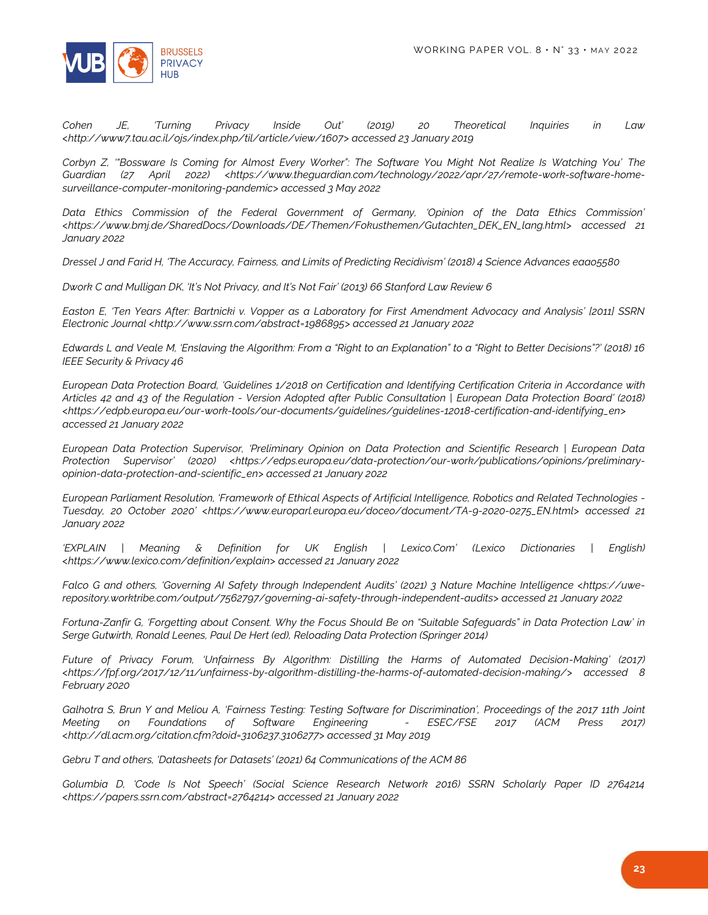*Cohen JE, 'Turning Privacy Inside Out' (2019) 20 Theoretical Inquiries in Law <http://www7.tau.ac.il/ojs/index.php/til/article/view/1607> accessed 23 January 2019*

*Corbyn Z, '"Bossware Is Coming for Almost Every Worker": The Software You Might Not Realize Is Watching You' The Guardian (27 April 2022) <https://www.theguardian.com/technology/2022/apr/27/remote-work-software-home-surveillance-computer-monitoring-pandemic> accessed 3 May 2022*

*Data Ethics Commission of the Federal Government of Germany, 'Opinion of the Data Ethics Commission' <https://www.bmj.de/SharedDocs/Downloads/DE/Themen/Fokusthemen/Gutachten_DEK_EN_lang.html> accessed 21 January 2022*

*Dressel J and Farid H, 'The Accuracy, Fairness, and Limits of Predicting Recidivism' (2018) 4 Science Advances eaao5580*

*Dwork C and Mulligan DK, 'It's Not Privacy, and It's Not Fair' (2013) 66 Stanford Law Review 6*

*Easton E, 'Ten Years After: Bartnicki v. Vopper as a Laboratory for First Amendment Advocacy and Analysis' [2011] SSRN Electronic Journal <http://www.ssrn.com/abstract=1986895> accessed 21 January 2022*

*Edwards L and Veale M, 'Enslaving the Algorithm: From a "Right to an Explanation" to a "Right to Better Decisions"?' (2018) 16 IEEE Security & Privacy 46*

*European Data Protection Board, 'Guidelines 1/2018 on Certification and Identifying Certification Criteria in Accordance with Articles 42 and 43 of the Regulation - Version Adopted after Public Consultation | European Data Protection Board' (2018) <https://edpb.europa.eu/our-work-tools/our-documents/guidelines/guidelines-12018-certification-and-identifying_en> accessed 21 January 2022*

*European Data Protection Supervisor, 'Preliminary Opinion on Data Protection and Scientific Research | European Data Protection Supervisor' (2020) <https://edps.europa.eu/data-protection/our-work/publications/opinions/preliminary-opinion-data-protection-and-scientific_en> accessed 21 January 2022*

*European Parliament Resolution, 'Framework of Ethical Aspects of Artificial Intelligence, Robotics and Related Technologies - Tuesday, 20 October 2020' <https://www.europarl.europa.eu/doceo/document/TA-9-2020-0275_EN.html> accessed 21 January 2022*

*'EXPLAIN | Meaning & Definition for UK English | Lexico.Com' (Lexico Dictionaries | English) <https://www.lexico.com/definition/explain> accessed 21 January 2022*

*Falco G and others, 'Governing AI Safety through Independent Audits' (2021) 3 Nature Machine Intelligence <https://uwe-repository.worktribe.com/output/7562797/governing-ai-safety-through-independent-audits> accessed 21 January 2022*

*Fortuna-Zanfir G, 'Forgetting about Consent. Why the Focus Should Be on "Suitable Safeguards" in Data Protection Law' in Serge Gutwirth, Ronald Leenes, Paul De Hert (ed), Reloading Data Protection (Springer 2014)*

*Future of Privacy Forum, 'Unfairness By Algorithm: Distilling the Harms of Automated Decision-Making' (2017) <https://fpf.org/2017/12/11/unfairness-by-algorithm-distilling-the-harms-of-automated-decision-making/> accessed 8 February 2020*

*Galhotra S, Brun Y and Meliou A, 'Fairness Testing: Testing Software for Discrimination', Proceedings of the 2017 11th Joint Meeting on Foundations of Software Engineering - ESEC/FSE 2017 (ACM Press 2017) <http://dl.acm.org/citation.cfm?doid=3106237.3106277> accessed 31 May 2019*

*Gebru T and others, 'Datasheets for Datasets' (2021) 64 Communications of the ACM 86*

*Golumbia D, 'Code Is Not Speech' (Social Science Research Network 2016) SSRN Scholarly Paper ID 2764214 <https://papers.ssrn.com/abstract=2764214> accessed 21 January 2022*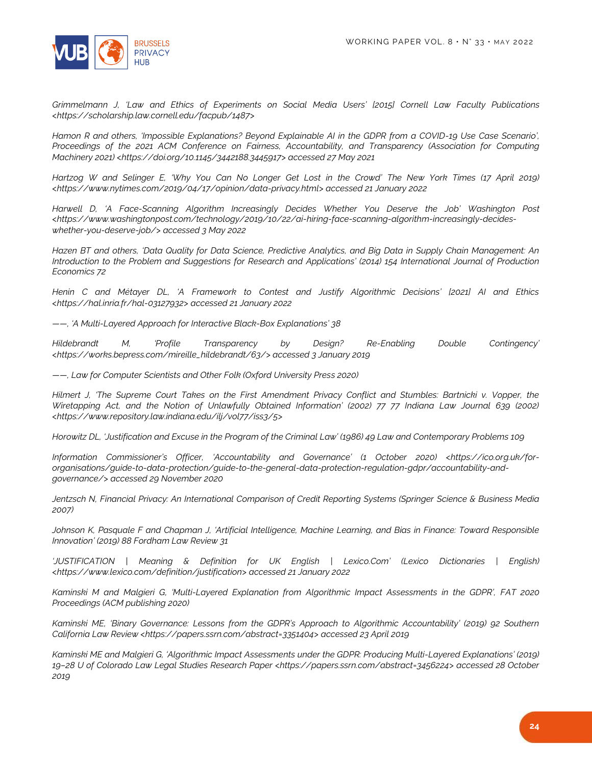*Grimmelmann J, 'Law and Ethics of Experiments on Social Media Users' [2015] Cornell Law Faculty Publications <https://scholarship.law.cornell.edu/facpub/1487>*

*Hamon R and others, 'Impossible Explanations? Beyond Explainable AI in the GDPR from a COVID-19 Use Case Scenario', Proceedings of the 2021 ACM Conference on Fairness, Accountability, and Transparency (Association for Computing Machinery 2021) <https://doi.org/10.1145/3442188.3445917> accessed 27 May 2021*

*Hartzog W and Selinger E, 'Why You Can No Longer Get Lost in the Crowd' The New York Times (17 April 2019) <https://www.nytimes.com/2019/04/17/opinion/data-privacy.html> accessed 21 January 2022*

*Harwell D, 'A Face-Scanning Algorithm Increasingly Decides Whether You Deserve the Job' Washington Post <https://www.washingtonpost.com/technology/2019/10/22/ai-hiring-face-scanning-algorithm-increasingly-decides-whether-you-deserve-job/> accessed 3 May 2022*

*Hazen BT and others, 'Data Quality for Data Science, Predictive Analytics, and Big Data in Supply Chain Management: An Introduction to the Problem and Suggestions for Research and Applications' (2014) 154 International Journal of Production Economics 72*

*Henin C and Métayer DL, 'A Framework to Contest and Justify Algorithmic Decisions' [2021] AI and Ethics <https://hal.inria.fr/hal-03127932> accessed 21 January 2022*

*——, 'A Multi-Layered Approach for Interactive Black-Box Explanations' 38*

*Hildebrandt M, 'Profile Transparency by Design? Re-Enabling Double Contingency' <https://works.bepress.com/mireille_hildebrandt/63/> accessed 3 January 2019*

*——, Law for Computer Scientists and Other Folk (Oxford University Press 2020)*

*Hilmert J, 'The Supreme Court Takes on the First Amendment Privacy Conflict and Stumbles: Bartnicki v. Vopper, the Wiretapping Act, and the Notion of Unlawfully Obtained Information' (2002) 77 77 Indiana Law Journal 639 (2002) <https://www.repository.law.indiana.edu/ilj/vol77/iss3/5>*

*Horowitz DL, 'Justification and Excuse in the Program of the Criminal Law' (1986) 49 Law and Contemporary Problems 109*

*Information Commissioner's Officer, 'Accountability and Governance' (1 October 2020) <https://ico.org.uk/for-organisations/guide-to-data-protection/guide-to-the-general-data-protection-regulation-gdpr/accountability-and-governance/> accessed 29 November 2020*

*Jentzsch N, Financial Privacy: An International Comparison of Credit Reporting Systems (Springer Science & Business Media 2007)*

*Johnson K, Pasquale F and Chapman J, 'Artificial Intelligence, Machine Learning, and Bias in Finance: Toward Responsible Innovation' (2019) 88 Fordham Law Review 31*

*'JUSTIFICATION | Meaning & Definition for UK English | Lexico.Com' (Lexico Dictionaries | English) <https://www.lexico.com/definition/justification> accessed 21 January 2022*

*Kaminski M and Malgieri G, 'Multi-Layered Explanation from Algorithmic Impact Assessments in the GDPR', FAT 2020 Proceedings (ACM publishing 2020)*

*Kaminski ME, 'Binary Governance: Lessons from the GDPR's Approach to Algorithmic Accountability' (2019) 92 Southern California Law Review <https://papers.ssrn.com/abstract=3351404> accessed 23 April 2019*

*Kaminski ME and Malgieri G, 'Algorithmic Impact Assessments under the GDPR: Producing Multi-Layered Explanations' (2019) 19–28 U of Colorado Law Legal Studies Research Paper <https://papers.ssrn.com/abstract=3456224> accessed 28 October 2019*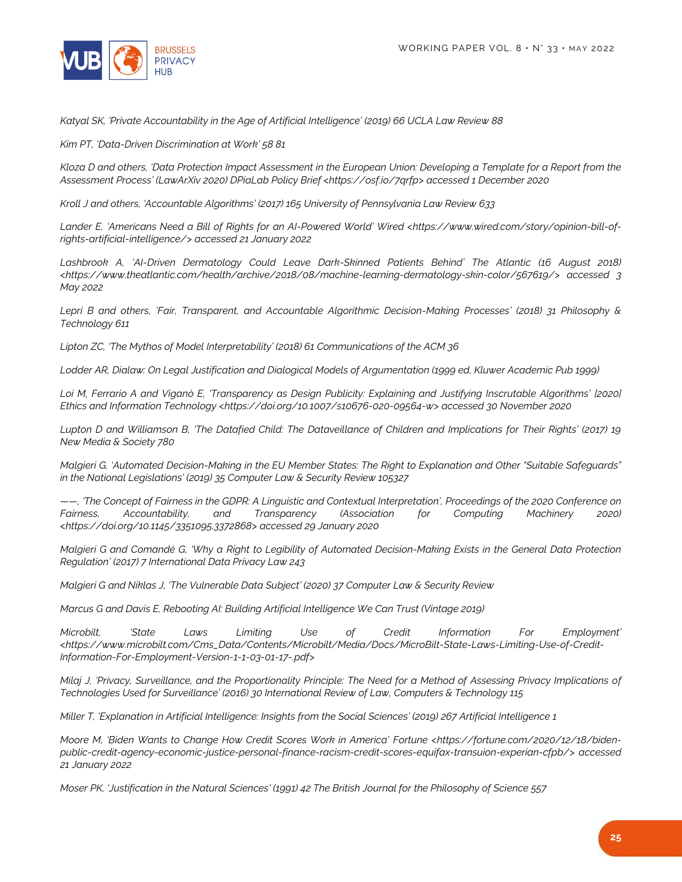*Katyal SK, 'Private Accountability in the Age of Artificial Intelligence' (2019) 66 UCLA Law Review 88*

*Kim PT, 'Data-Driven Discrimination at Work' 58 81*

*Kloza D and others, 'Data Protection Impact Assessment in the European Union: Developing a Template for a Report from the Assessment Process' (LawArXiv 2020) DPiaLab Policy Brief <https://osf.io/7qrfp> accessed 1 December 2020*

*Kroll J and others, 'Accountable Algorithms' (2017) 165 University of Pennsylvania Law Review 633*

*Lander E, 'Americans Need a Bill of Rights for an AI-Powered World' Wired <https://www.wired.com/story/opinion-bill-of-rights-artificial-intelligence/> accessed 21 January 2022*

*Lashbrook A, 'AI-Driven Dermatology Could Leave Dark-Skinned Patients Behind' The Atlantic (16 August 2018) <https://www.theatlantic.com/health/archive/2018/08/machine-learning-dermatology-skin-color/567619/> accessed 3 May 2022*

*Lepri B and others, 'Fair, Transparent, and Accountable Algorithmic Decision-Making Processes' (2018) 31 Philosophy & Technology 611*

*Lipton ZC, 'The Mythos of Model Interpretability' (2018) 61 Communications of the ACM 36*

*Lodder AR, Dialaw: On Legal Justification and Dialogical Models of Argumentation (1999 ed, Kluwer Academic Pub 1999)*

*Loi M, Ferrario A and Viganò E, 'Transparency as Design Publicity: Explaining and Justifying Inscrutable Algorithms' [2020] Ethics and Information Technology <https://doi.org/10.1007/s10676-020-09564-w> accessed 30 November 2020*

*Lupton D and Williamson B, 'The Datafied Child: The Dataveillance of Children and Implications for Their Rights' (2017) 19 New Media & Society 780*

*Malgieri G, 'Automated Decision-Making in the EU Member States: The Right to Explanation and Other "Suitable Safeguards" in the National Legislations' (2019) 35 Computer Law & Security Review 105327*

*——, 'The Concept of Fairness in the GDPR: A Linguistic and Contextual Interpretation', Proceedings of the 2020 Conference on Fairness, Accountability, and Transparency (Association for Computing Machinery 2020) <https://doi.org/10.1145/3351095.3372868> accessed 29 January 2020*

*Malgieri G and Comandé G, 'Why a Right to Legibility of Automated Decision-Making Exists in the General Data Protection Regulation' (2017) 7 International Data Privacy Law 243*

*Malgieri G and Niklas J, 'The Vulnerable Data Subject' (2020) 37 Computer Law & Security Review*

*Marcus G and Davis E, Rebooting AI: Building Artificial Intelligence We Can Trust (Vintage 2019)*

*Microbilt, 'State Laws Limiting Use of Credit Information For Employment' <https://www.microbilt.com/Cms_Data/Contents/Microbilt/Media/Docs/MicroBilt-State-Laws-Limiting-Use-of-Credit-Information-For-Employment-Version-1-1-03-01-17-.pdf>*

*Milaj J, 'Privacy, Surveillance, and the Proportionality Principle: The Need for a Method of Assessing Privacy Implications of Technologies Used for Surveillance' (2016) 30 International Review of Law, Computers & Technology 115*

*Miller T, 'Explanation in Artificial Intelligence: Insights from the Social Sciences' (2019) 267 Artificial Intelligence 1*

*Moore M, 'Biden Wants to Change How Credit Scores Work in America' Fortune <https://fortune.com/2020/12/18/biden-public-credit-agency-economic-justice-personal-finance-racism-credit-scores-equifax-transuion-experian-cfpb/> accessed 21 January 2022*

*Moser PK, 'Justification in the Natural Sciences' (1991) 42 The British Journal for the Philosophy of Science 557*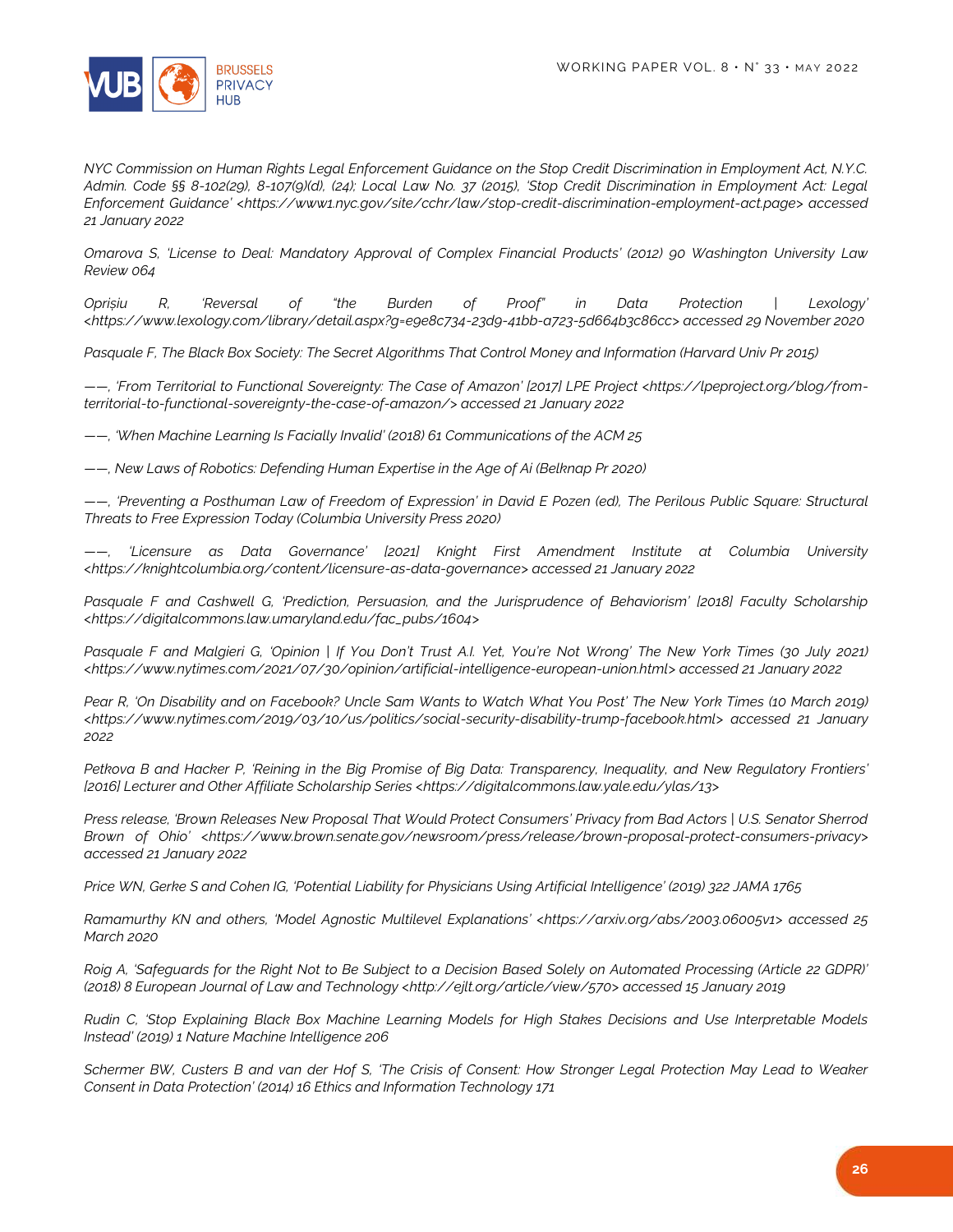*NYC Commission on Human Rights Legal Enforcement Guidance on the Stop Credit Discrimination in Employment Act, N.Y.C. Admin. Code §§ 8-102(29), 8-107(9)(d), (24); Local Law No. 37 (2015), 'Stop Credit Discrimination in Employment Act: Legal Enforcement Guidance' <https://www1.nyc.gov/site/cchr/law/stop-credit-discrimination-employment-act.page> accessed 21 January 2022*

*Omarova S, 'License to Deal: Mandatory Approval of Complex Financial Products' (2012) 90 Washington University Law Review 064*

*Oprișiu R, 'Reversal of "the Burden of Proof" in Data Protection | Lexology' <https://www.lexology.com/library/detail.aspx?g=e9e8c734-23d9-41bb-a723-5d664b3c86cc> accessed 29 November 2020*

*Pasquale F, The Black Box Society: The Secret Algorithms That Control Money and Information (Harvard Univ Pr 2015)*

*——, 'From Territorial to Functional Sovereignty: The Case of Amazon' [2017] LPE Project <https://lpeproject.org/blog/from-territorial-to-functional-sovereignty-the-case-of-amazon/> accessed 21 January 2022*

*——, 'When Machine Learning Is Facially Invalid' (2018) 61 Communications of the ACM 25*

*——, New Laws of Robotics: Defending Human Expertise in the Age of Ai (Belknap Pr 2020)*

*——, 'Preventing a Posthuman Law of Freedom of Expression' in David E Pozen (ed), The Perilous Public Square: Structural Threats to Free Expression Today (Columbia University Press 2020)*

*——, 'Licensure as Data Governance' [2021] Knight First Amendment Institute at Columbia University <https://knightcolumbia.org/content/licensure-as-data-governance> accessed 21 January 2022*

*Pasquale F and Cashwell G, 'Prediction, Persuasion, and the Jurisprudence of Behaviorism' [2018] Faculty Scholarship <https://digitalcommons.law.umaryland.edu/fac_pubs/1604>*

*Pasquale F and Malgieri G, 'Opinion | If You Don't Trust A.I. Yet, You're Not Wrong' The New York Times (30 July 2021) <https://www.nytimes.com/2021/07/30/opinion/artificial-intelligence-european-union.html> accessed 21 January 2022*

*Pear R, 'On Disability and on Facebook? Uncle Sam Wants to Watch What You Post' The New York Times (10 March 2019) <https://www.nytimes.com/2019/03/10/us/politics/social-security-disability-trump-facebook.html> accessed 21 January 2022*

*Petkova B and Hacker P, 'Reining in the Big Promise of Big Data: Transparency, Inequality, and New Regulatory Frontiers' [2016] Lecturer and Other Affiliate Scholarship Series <https://digitalcommons.law.yale.edu/ylas/13>*

*Press release, 'Brown Releases New Proposal That Would Protect Consumers' Privacy from Bad Actors | U.S. Senator Sherrod Brown of Ohio' <https://www.brown.senate.gov/newsroom/press/release/brown-proposal-protect-consumers-privacy> accessed 21 January 2022*

*Price WN, Gerke S and Cohen IG, 'Potential Liability for Physicians Using Artificial Intelligence' (2019) 322 JAMA 1765*

*Ramamurthy KN and others, 'Model Agnostic Multilevel Explanations' <https://arxiv.org/abs/2003.06005v1> accessed 25 March 2020*

*Roig A, 'Safeguards for the Right Not to Be Subject to a Decision Based Solely on Automated Processing (Article 22 GDPR)' (2018) 8 European Journal of Law and Technology <http://ejlt.org/article/view/570> accessed 15 January 2019*

*Rudin C, 'Stop Explaining Black Box Machine Learning Models for High Stakes Decisions and Use Interpretable Models Instead' (2019) 1 Nature Machine Intelligence 206*

*Schermer BW, Custers B and van der Hof S, 'The Crisis of Consent: How Stronger Legal Protection May Lead to Weaker Consent in Data Protection' (2014) 16 Ethics and Information Technology 171*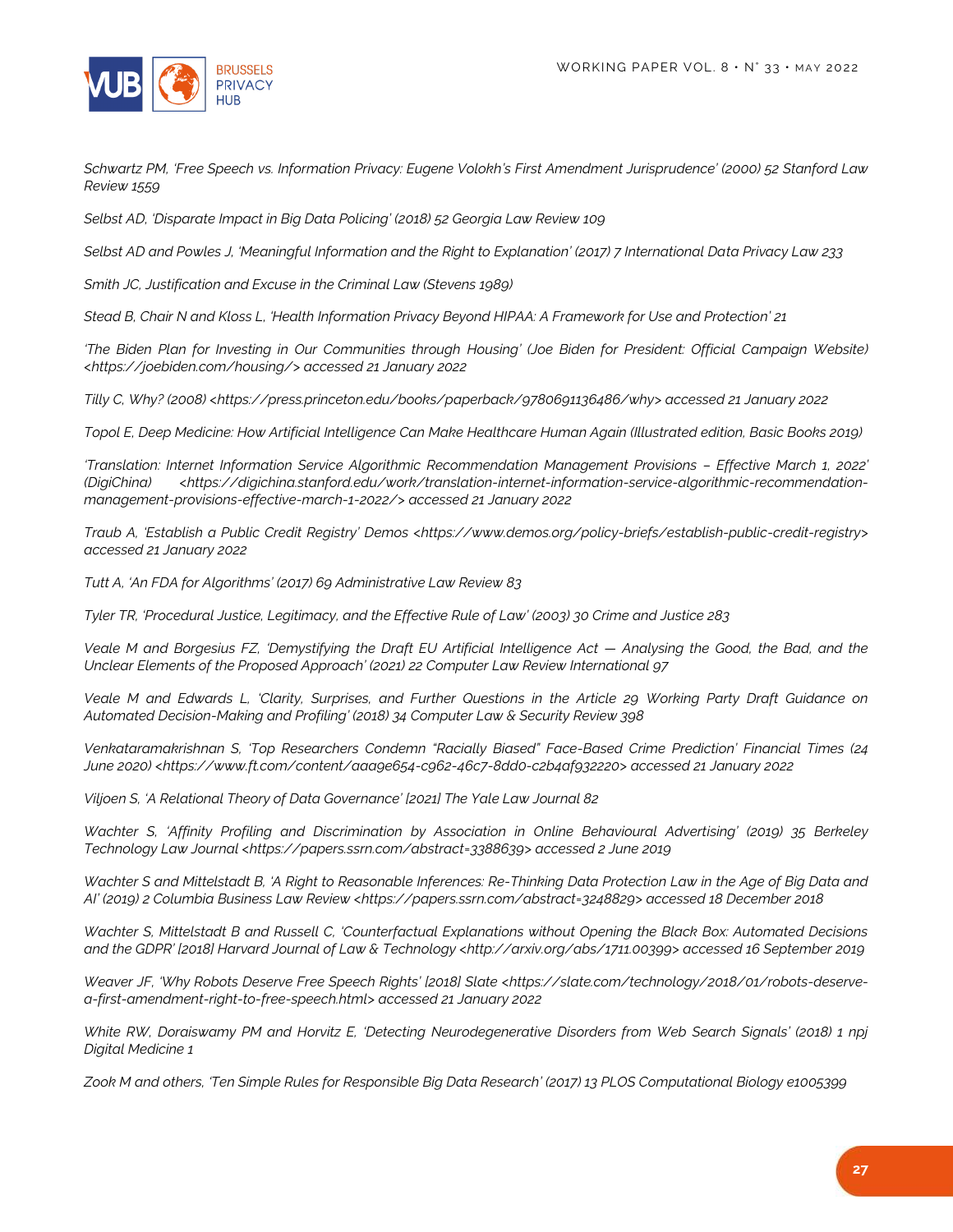*Schwartz PM, 'Free Speech vs. Information Privacy: Eugene Volokh's First Amendment Jurisprudence' (2000) 52 Stanford Law Review 1559*

*Selbst AD, 'Disparate Impact in Big Data Policing' (2018) 52 Georgia Law Review 109*

*Selbst AD and Powles J, 'Meaningful Information and the Right to Explanation' (2017) 7 International Data Privacy Law 233*

*Smith JC, Justification and Excuse in the Criminal Law (Stevens 1989)*

*Stead B, Chair N and Kloss L, 'Health Information Privacy Beyond HIPAA: A Framework for Use and Protection' 21*

*'The Biden Plan for Investing in Our Communities through Housing' (Joe Biden for President: Official Campaign Website) <https://joebiden.com/housing/> accessed 21 January 2022*

*Tilly C, Why? (2008) <https://press.princeton.edu/books/paperback/9780691136486/why> accessed 21 January 2022*

*Topol E, Deep Medicine: How Artificial Intelligence Can Make Healthcare Human Again (Illustrated edition, Basic Books 2019)*

*'Translation: Internet Information Service Algorithmic Recommendation Management Provisions – Effective March 1, 2022' (DigiChina) <https://digichina.stanford.edu/work/translation-internet-information-service-algorithmic-recommendation-management-provisions-effective-march-1-2022/> accessed 21 January 2022*

*Traub A, 'Establish a Public Credit Registry' Demos <https://www.demos.org/policy-briefs/establish-public-credit-registry> accessed 21 January 2022*

*Tutt A, 'An FDA for Algorithms' (2017) 69 Administrative Law Review 83*

*Tyler TR, 'Procedural Justice, Legitimacy, and the Effective Rule of Law' (2003) 30 Crime and Justice 283*

*Veale M and Borgesius FZ, 'Demystifying the Draft EU Artificial Intelligence Act — Analysing the Good, the Bad, and the Unclear Elements of the Proposed Approach' (2021) 22 Computer Law Review International 97*

*Veale M and Edwards L, 'Clarity, Surprises, and Further Questions in the Article 29 Working Party Draft Guidance on Automated Decision-Making and Profiling' (2018) 34 Computer Law & Security Review 398*

*Venkataramakrishnan S, 'Top Researchers Condemn "Racially Biased" Face-Based Crime Prediction' Financial Times (24 June 2020) <https://www.ft.com/content/aaa9e654-c962-46c7-8dd0-c2b4af932220> accessed 21 January 2022*

*Viljoen S, 'A Relational Theory of Data Governance' [2021] The Yale Law Journal 82*

*Wachter S, 'Affinity Profiling and Discrimination by Association in Online Behavioural Advertising' (2019) 35 Berkeley Technology Law Journal <https://papers.ssrn.com/abstract=3388639> accessed 2 June 2019*

*Wachter S and Mittelstadt B, 'A Right to Reasonable Inferences: Re-Thinking Data Protection Law in the Age of Big Data and AI' (2019) 2 Columbia Business Law Review <https://papers.ssrn.com/abstract=3248829> accessed 18 December 2018*

*Wachter S, Mittelstadt B and Russell C, 'Counterfactual Explanations without Opening the Black Box: Automated Decisions and the GDPR' [2018] Harvard Journal of Law & Technology <http://arxiv.org/abs/1711.00399> accessed 16 September 2019*

*Weaver JF, 'Why Robots Deserve Free Speech Rights' [2018] Slate <https://slate.com/technology/2018/01/robots-deserve-a-first-amendment-right-to-free-speech.html> accessed 21 January 2022*

*White RW, Doraiswamy PM and Horvitz E, 'Detecting Neurodegenerative Disorders from Web Search Signals' (2018) 1 npj Digital Medicine 1*

*Zook M and others, 'Ten Simple Rules for Responsible Big Data Research' (2017) 13 PLOS Computational Biology e1005399*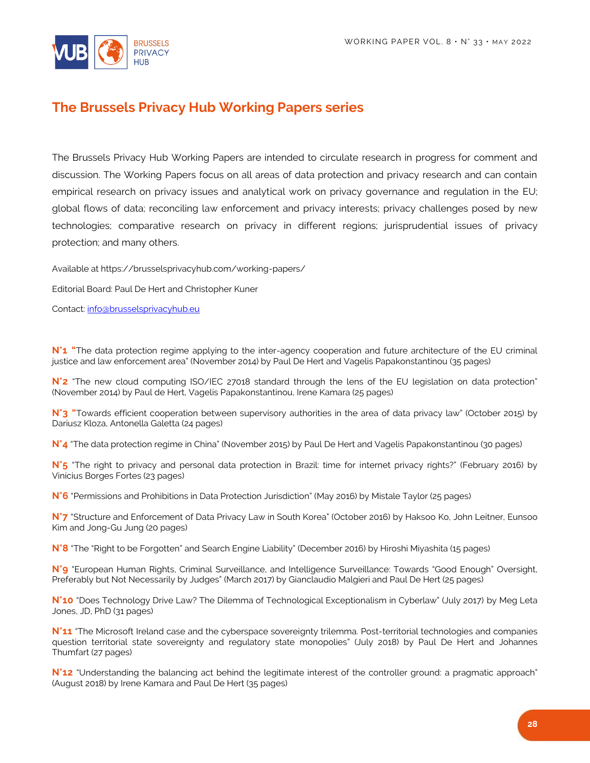## The Brussels Privacy Hub Working Papers series

The Brussels Privacy Hub Working Papers are intended to circulate research in progress for comment and discussion. The Working Papers focus on all areas of data protection and privacy research and can contain empirical research on privacy issues and analytical work on privacy governance and regulation in the EU; global flows of data; reconciling law enforcement and privacy interests; privacy challenges posed by new technologies; comparative research on privacy in different regions; jurisprudential issues of privacy protection; and many others.

Available at https://brusselsprivacyhub.com/working-papers/

Editorial Board: Paul De Hert and Christopher Kuner

Contact: info@brusselsprivacyhub.eu

**N°1** "The data protection regime applying to the inter-agency cooperation and future architecture of the EU criminal justice and law enforcement area" (November 2014) by Paul De Hert and Vagelis Papakonstantinou (35 pages)

**N°2** "The new cloud computing ISO/IEC 27018 standard through the lens of the EU legislation on data protection" (November 2014) by Paul de Hert, Vagelis Papakonstantinou, Irene Kamara (25 pages)

**N°3** "Towards efficient cooperation between supervisory authorities in the area of data privacy law" (October 2015) by Dariusz Kloza, Antonella Galetta (24 pages)

**N°4** "The data protection regime in China" (November 2015) by Paul De Hert and Vagelis Papakonstantinou (30 pages)

**N°5** "The right to privacy and personal data protection in Brazil: time for internet privacy rights?" (February 2016) by Vinicius Borges Fortes (23 pages)

**N°6** "Permissions and Prohibitions in Data Protection Jurisdiction" (May 2016) by Mistale Taylor (25 pages)

**N°7** "Structure and Enforcement of Data Privacy Law in South Korea" (October 2016) by Haksoo Ko, John Leitner, Eunsoo Kim and Jong-Gu Jung (20 pages)

**N°8** "The "Right to be Forgotten" and Search Engine Liability" (December 2016) by Hiroshi Miyashita (15 pages)

**N°9** "European Human Rights, Criminal Surveillance, and Intelligence Surveillance: Towards "Good Enough" Oversight, Preferably but Not Necessarily by Judges" (March 2017) by Gianclaudio Malgieri and Paul De Hert (25 pages)

**N°10** "Does Technology Drive Law? The Dilemma of Technological Exceptionalism in Cyberlaw" (July 2017) by Meg Leta Jones, JD, PhD (31 pages)

**N°11** "The Microsoft Ireland case and the cyberspace sovereignty trilemma. Post-territorial technologies and companies question territorial state sovereignty and regulatory state monopolies" (July 2018) by Paul De Hert and Johannes Thumfart (27 pages)

**N°12** "Understanding the balancing act behind the legitimate interest of the controller ground: a pragmatic approach" (August 2018) by Irene Kamara and Paul De Hert (35 pages)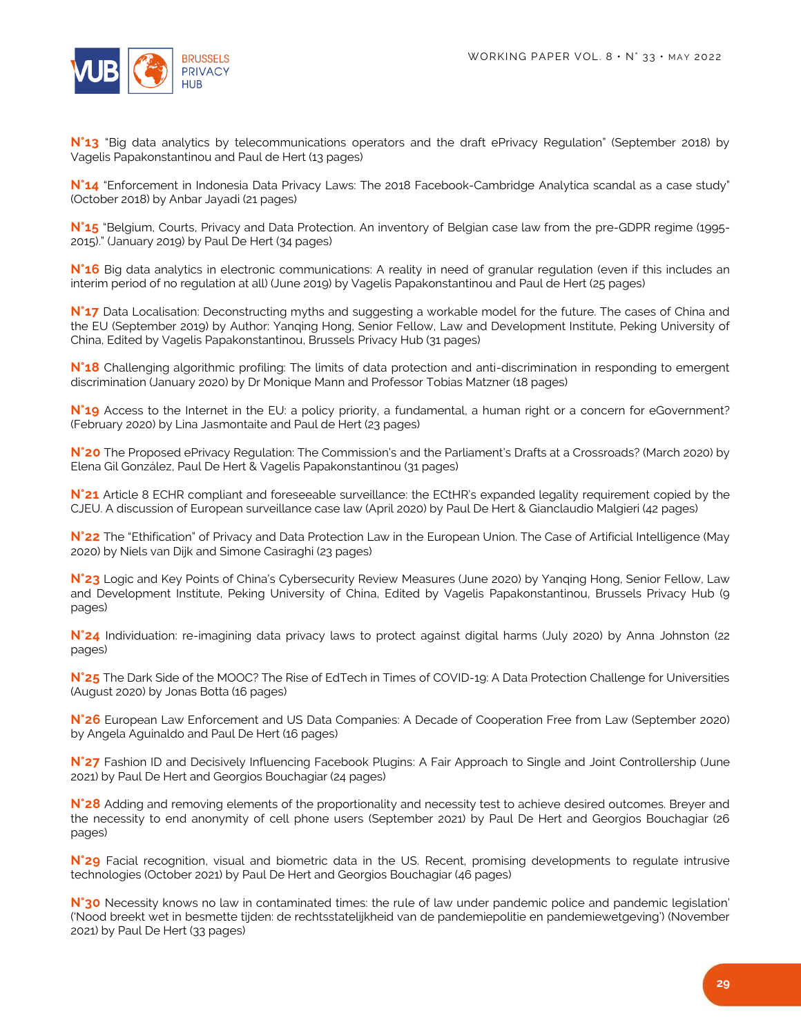**N°13** "Big data analytics by telecommunications operators and the draft ePrivacy Regulation" (September 2018) by Vagelis Papakonstantinou and Paul de Hert (13 pages)

**N°14** "Enforcement in Indonesia Data Privacy Laws: The 2018 Facebook-Cambridge Analytica scandal as a case study" (October 2018) by Anbar Jayadi (21 pages)

**N°15** "Belgium, Courts, Privacy and Data Protection. An inventory of Belgian case law from the pre-GDPR regime (1995-2015)." (January 2019) by Paul De Hert (34 pages)

**N°16** Big data analytics in electronic communications: A reality in need of granular regulation (even if this includes an interim period of no regulation at all) (June 2019) by Vagelis Papakonstantinou and Paul de Hert (25 pages)

**N°17** Data Localisation: Deconstructing myths and suggesting a workable model for the future. The cases of China and the EU (September 2019) by Author: Yanqing Hong, Senior Fellow, Law and Development Institute, Peking University of China, Edited by Vagelis Papakonstantinou, Brussels Privacy Hub (31 pages)

**N°18** Challenging algorithmic profiling: The limits of data protection and anti-discrimination in responding to emergent discrimination (January 2020) by Dr Monique Mann and Professor Tobias Matzner (18 pages)

**N°19** Access to the Internet in the EU: a policy priority, a fundamental, a human right or a concern for eGovernment? (February 2020) by Lina Jasmontaite and Paul de Hert (23 pages)

**N°20** The Proposed ePrivacy Regulation: The Commission's and the Parliament's Drafts at a Crossroads? (March 2020) by Elena Gil González, Paul De Hert & Vagelis Papakonstantinou (31 pages)

**N°21** Article 8 ECHR compliant and foreseeable surveillance: the ECtHR's expanded legality requirement copied by the CJEU. A discussion of European surveillance case law (April 2020) by Paul De Hert & Gianclaudio Malgieri (42 pages)

**N°22** The "Ethification" of Privacy and Data Protection Law in the European Union. The Case of Artificial Intelligence (May 2020) by Niels van Dijk and Simone Casiraghi (23 pages)

**N°23** Logic and Key Points of China's Cybersecurity Review Measures (June 2020) by Yanqing Hong, Senior Fellow, Law and Development Institute, Peking University of China, Edited by Vagelis Papakonstantinou, Brussels Privacy Hub (9 pages)

**N°24** Individuation: re-imagining data privacy laws to protect against digital harms (July 2020) by Anna Johnston (22 pages)

**N°25** The Dark Side of the MOOC? The Rise of EdTech in Times of COVID-19: A Data Protection Challenge for Universities (August 2020) by Jonas Botta (16 pages)

**N°26** European Law Enforcement and US Data Companies: A Decade of Cooperation Free from Law (September 2020) by Angela Aguinaldo and Paul De Hert (16 pages)

**N°27** Fashion ID and Decisively Influencing Facebook Plugins: A Fair Approach to Single and Joint Controllership (June 2021) by Paul De Hert and Georgios Bouchagiar (24 pages)

**N°28** Adding and removing elements of the proportionality and necessity test to achieve desired outcomes. Breyer and the necessity to end anonymity of cell phone users (September 2021) by Paul De Hert and Georgios Bouchagiar (26 pages)

**N°29** Facial recognition, visual and biometric data in the US. Recent, promising developments to regulate intrusive technologies (October 2021) by Paul De Hert and Georgios Bouchagiar (46 pages)

**N°30** Necessity knows no law in contaminated times: the rule of law under pandemic police and pandemic legislation' ('Nood breekt wet in besmette tijden: de rechtsstatelijkheid van de pandemiepolitie en pandemiewetgeving') (November 2021) by Paul De Hert (33 pages)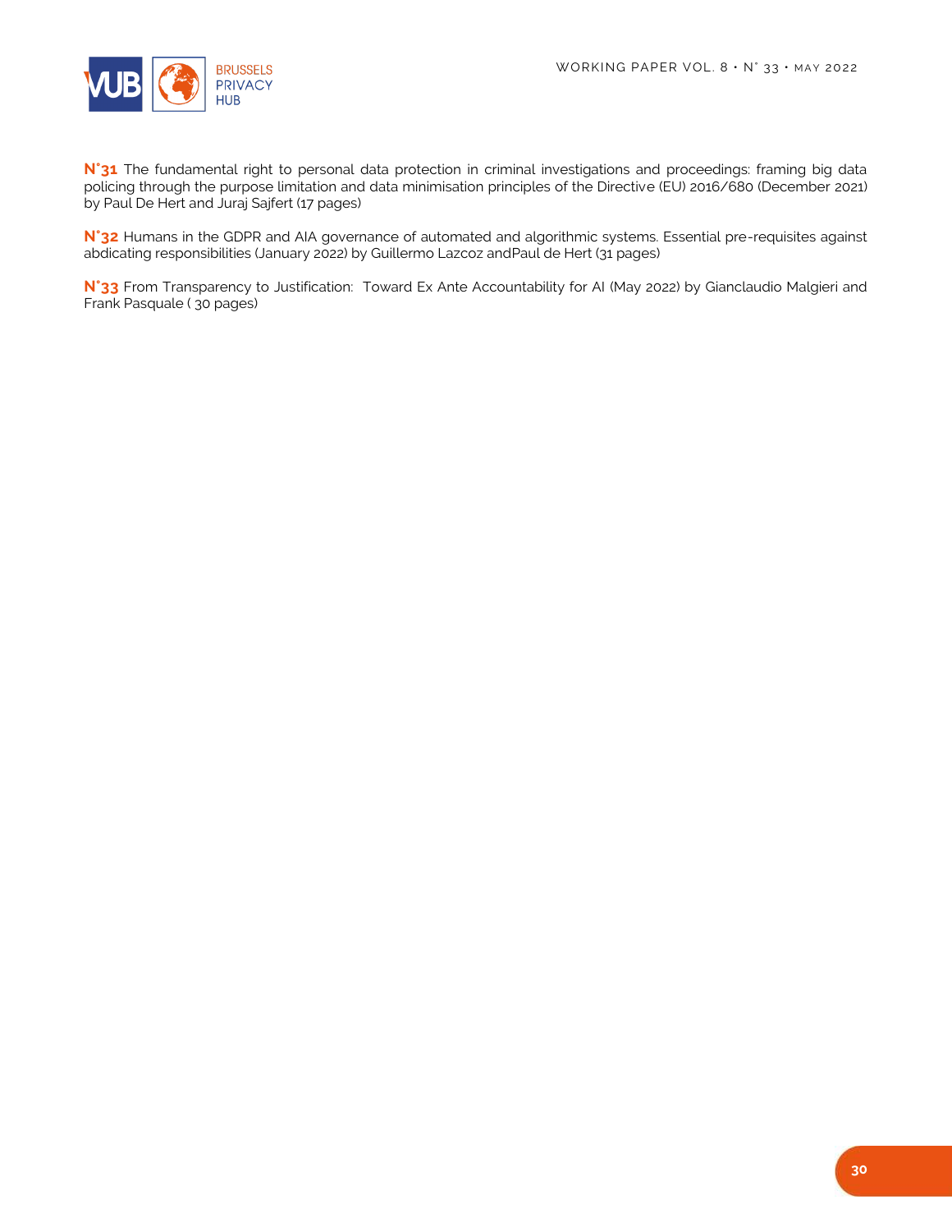**N°31** The fundamental right to personal data protection in criminal investigations and proceedings: framing big data policing through the purpose limitation and data minimisation principles of the Directive (EU) 2016/680 (December 2021) by Paul De Hert and Juraj Sajfert (17 pages)

**N°32** Humans in the GDPR and AIA governance of automated and algorithmic systems. Essential pre-requisites against abdicating responsibilities (January 2022) by Guillermo Lazcoz andPaul de Hert (31 pages)

**N°33** From Transparency to Justification: Toward Ex Ante Accountability for AI (May 2022) by Gianclaudio Malgieri and Frank Pasquale ( 30 pages)